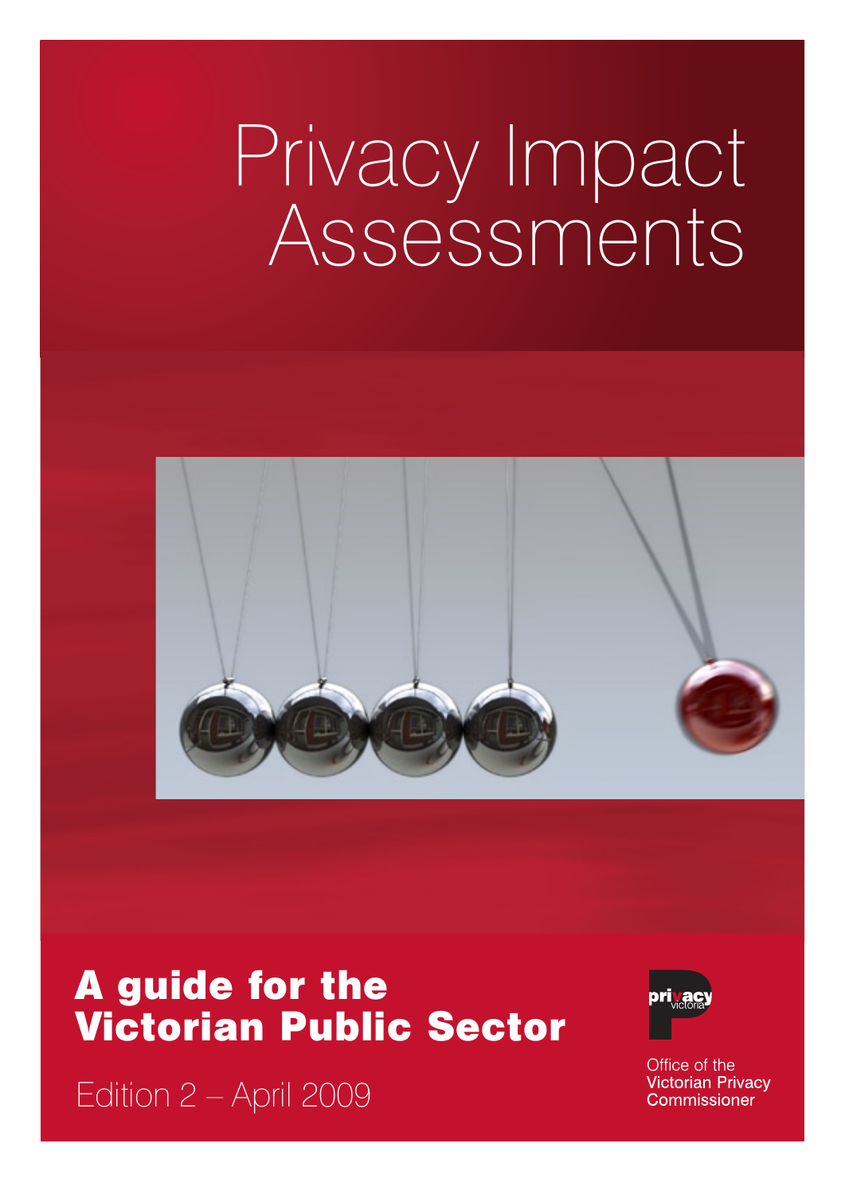# Privacy Impact Assessments

## A guide for the Victorian Public Sector

Edition 2 – April 2009

privacy victoria

Office of the Victorian Privacy Commissioner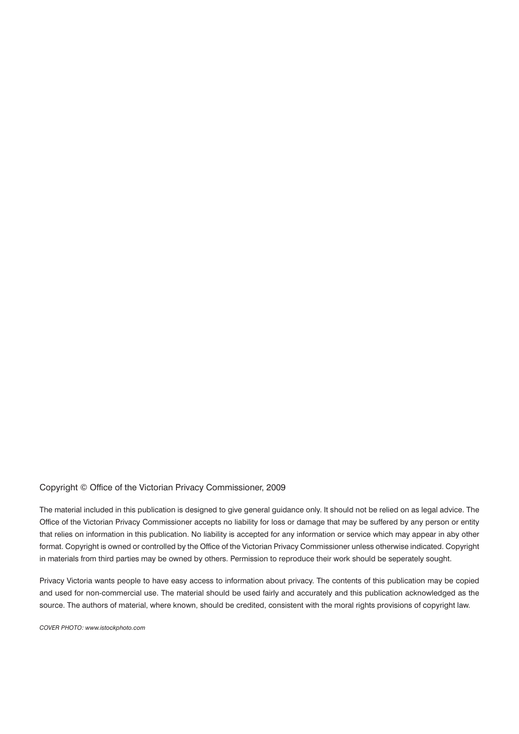Copyright © Office of the Victorian Privacy Commissioner, 2009

The material included in this publication is designed to give general guidance only. It should not be relied on as legal advice. The Office of the Victorian Privacy Commissioner accepts no liability for loss or damage that may be suffered by any person or entity that relies on information in this publication. No liability is accepted for any information or service which may appear in aby other format. Copyright is owned or controlled by the Office of the Victorian Privacy Commissioner unless otherwise indicated. Copyright in materials from third parties may be owned by others. Permission to reproduce their work should be seperately sought.

Privacy Victoria wants people to have easy access to information about privacy. The contents of this publication may be copied and used for non-commercial use. The material should be used fairly and accurately and this publication acknowledged as the source. The authors of material, where known, should be credited, consistent with the moral rights provisions of copyright law.

*COVER PHOTO: www.istockphoto.com*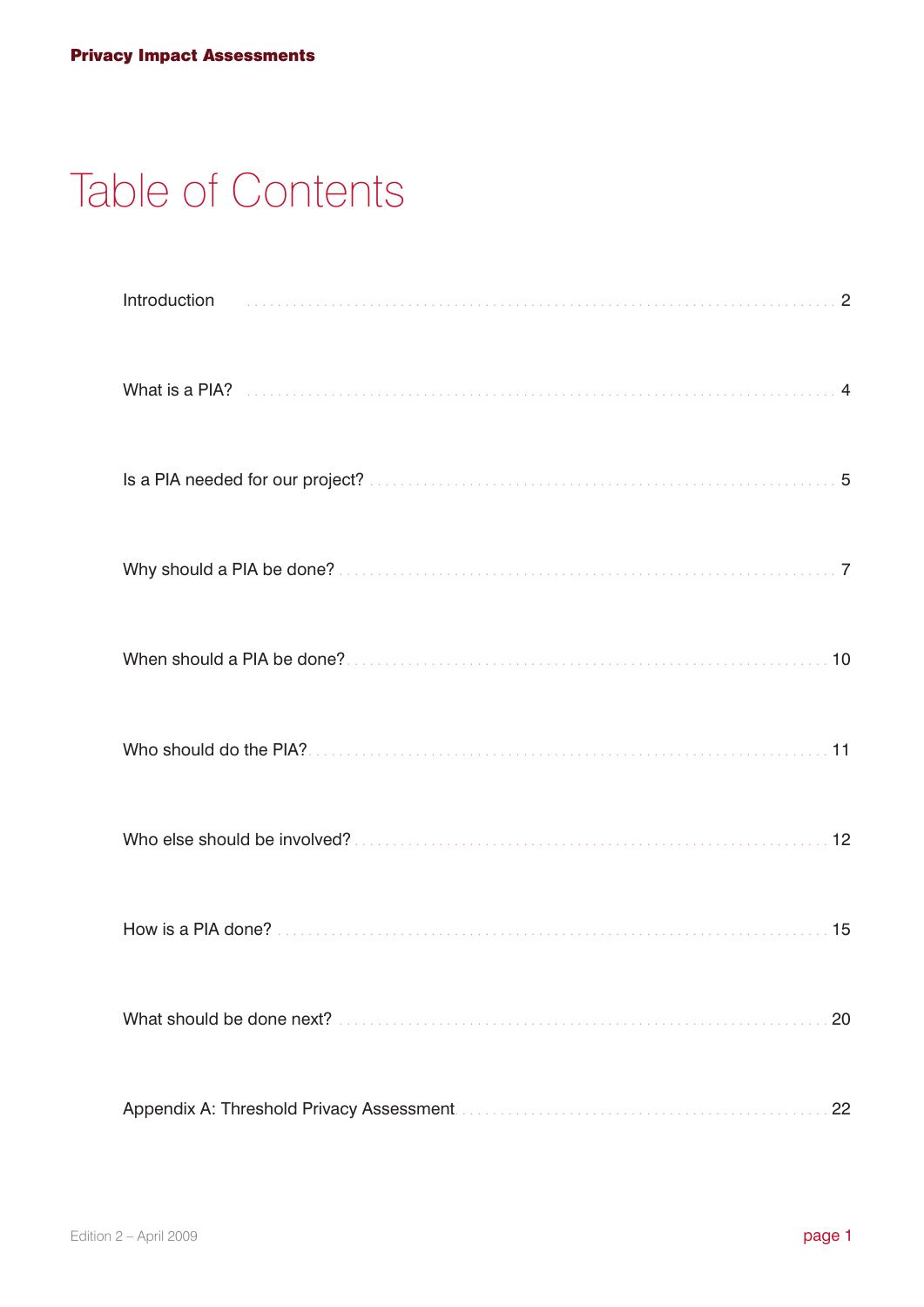# Table of Contents

| | |
|---|---|
| Introduction | 2 |
| What is a PIA? | 4 |
| Is a PIA needed for our project? | 5 |
| Why should a PIA be done? | 7 |
| When should a PIA be done? | 10 |
| Who should do the PIA? | 11 |
| Who else should be involved? | 12 |
| How is a PIA done? | 15 |
| What should be done next? | 20 |
| Appendix A: Threshold Privacy Assessment | 22 |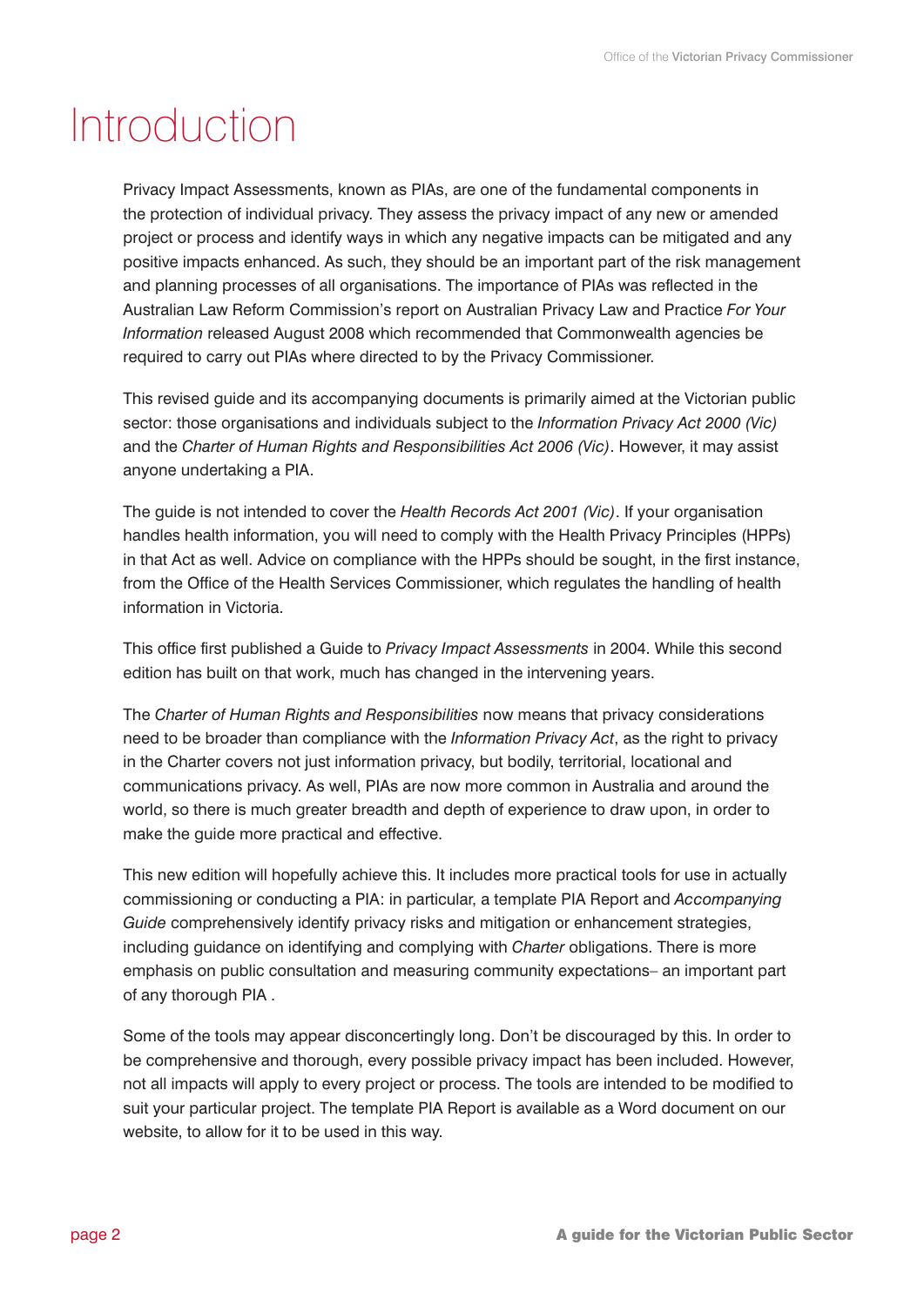# Introduction

Privacy Impact Assessments, known as PIAs, are one of the fundamental components in the protection of individual privacy. They assess the privacy impact of any new or amended project or process and identify ways in which any negative impacts can be mitigated and any positive impacts enhanced. As such, they should be an important part of the risk management and planning processes of all organisations. The importance of PIAs was reflected in the Australian Law Reform Commission's report on Australian Privacy Law and Practice *For Your Information* released August 2008 which recommended that Commonwealth agencies be required to carry out PIAs where directed to by the Privacy Commissioner.

This revised guide and its accompanying documents is primarily aimed at the Victorian public sector: those organisations and individuals subject to the *Information Privacy Act 2000 (Vic)* and the *Charter of Human Rights and Responsibilities Act 2006 (Vic)*. However, it may assist anyone undertaking a PIA.

The guide is not intended to cover the *Health Records Act 2001 (Vic)*. If your organisation handles health information, you will need to comply with the Health Privacy Principles (HPPs) in that Act as well. Advice on compliance with the HPPs should be sought, in the first instance, from the Office of the Health Services Commissioner, which regulates the handling of health information in Victoria.

This office first published a Guide to *Privacy Impact Assessments* in 2004. While this second edition has built on that work, much has changed in the intervening years.

The *Charter of Human Rights and Responsibilities* now means that privacy considerations need to be broader than compliance with the *Information Privacy Act*, as the right to privacy in the Charter covers not just information privacy, but bodily, territorial, locational and communications privacy. As well, PIAs are now more common in Australia and around the world, so there is much greater breadth and depth of experience to draw upon, in order to make the guide more practical and effective.

This new edition will hopefully achieve this. It includes more practical tools for use in actually commissioning or conducting a PIA: in particular, a template PIA Report and *Accompanying Guide* comprehensively identify privacy risks and mitigation or enhancement strategies, including guidance on identifying and complying with *Charter* obligations. There is more emphasis on public consultation and measuring community expectations– an important part of any thorough PIA .

Some of the tools may appear disconcertingly long. Don't be discouraged by this. In order to be comprehensive and thorough, every possible privacy impact has been included. However, not all impacts will apply to every project or process. The tools are intended to be modified to suit your particular project. The template PIA Report is available as a Word document on our website, to allow for it to be used in this way.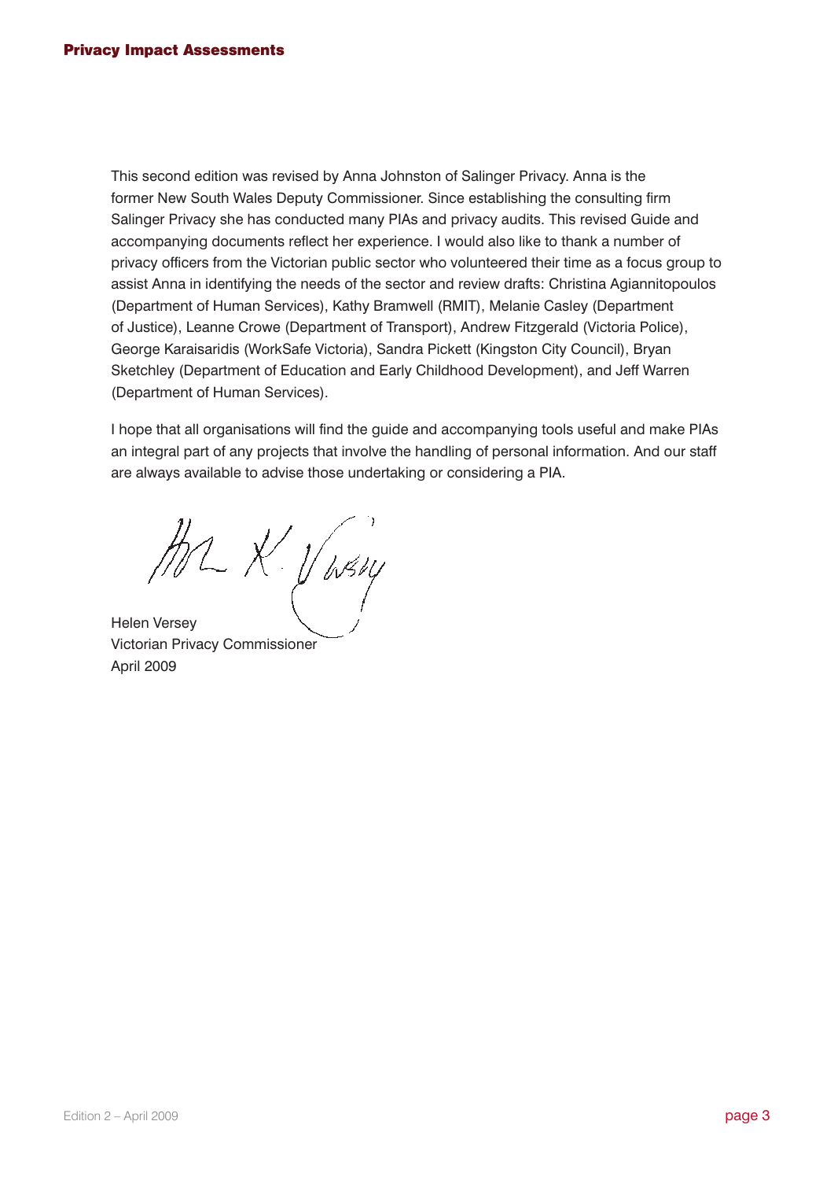This second edition was revised by Anna Johnston of Salinger Privacy. Anna is the former New South Wales Deputy Commissioner. Since establishing the consulting firm Salinger Privacy she has conducted many PIAs and privacy audits. This revised Guide and accompanying documents reflect her experience. I would also like to thank a number of privacy officers from the Victorian public sector who volunteered their time as a focus group to assist Anna in identifying the needs of the sector and review drafts: Christina Agiannitopoulos (Department of Human Services), Kathy Bramwell (RMIT), Melanie Casley (Department of Justice), Leanne Crowe (Department of Transport), Andrew Fitzgerald (Victoria Police), George Karaisaridis (WorkSafe Victoria), Sandra Pickett (Kingston City Council), Bryan Sketchley (Department of Education and Early Childhood Development), and Jeff Warren (Department of Human Services).

I hope that all organisations will find the guide and accompanying tools useful and make PIAs an integral part of any projects that involve the handling of personal information. And our staff are always available to advise those undertaking or considering a PIA.

Helen Versey
Victorian Privacy Commissioner
April 2009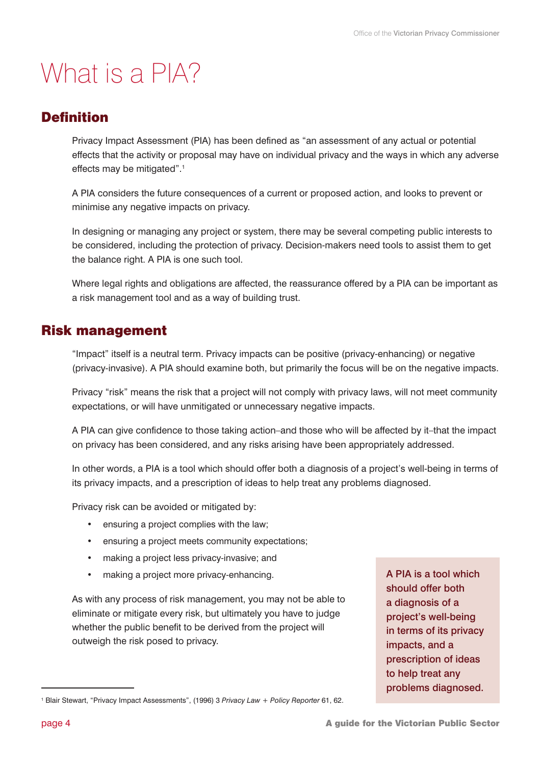# What is a PIA?

## Definition

Privacy Impact Assessment (PIA) has been defined as "an assessment of any actual or potential effects that the activity or proposal may have on individual privacy and the ways in which any adverse effects may be mitigated".[1]

A PIA considers the future consequences of a current or proposed action, and looks to prevent or minimise any negative impacts on privacy.

In designing or managing any project or system, there may be several competing public interests to be considered, including the protection of privacy. Decision-makers need tools to assist them to get the balance right. A PIA is one such tool.

Where legal rights and obligations are affected, the reassurance offered by a PIA can be important as a risk management tool and as a way of building trust.

## Risk management

"Impact" itself is a neutral term. Privacy impacts can be positive (privacy-enhancing) or negative (privacy-invasive). A PIA should examine both, but primarily the focus will be on the negative impacts.

Privacy "risk" means the risk that a project will not comply with privacy laws, will not meet community expectations, or will have unmitigated or unnecessary negative impacts.

A PIA can give confidence to those taking action–and those who will be affected by it–that the impact on privacy has been considered, and any risks arising have been appropriately addressed.

In other words, a PIA is a tool which should offer both a diagnosis of a project's well-being in terms of its privacy impacts, and a prescription of ideas to help treat any problems diagnosed.

Privacy risk can be avoided or mitigated by:

- ensuring a project complies with the law;
- ensuring a project meets community expectations;
- making a project less privacy-invasive; and
- making a project more privacy-enhancing.

As with any process of risk management, you may not be able to eliminate or mitigate every risk, but ultimately you have to judge whether the public benefit to be derived from the project will outweigh the risk posed to privacy.

> A PIA is a tool which should offer both a diagnosis of a project's well-being in terms of its privacy impacts, and a prescription of ideas to help treat any problems diagnosed.

[1] Blair Stewart, "Privacy Impact Assessments", (1996) 3 *Privacy Law + Policy Reporter* 61, 62.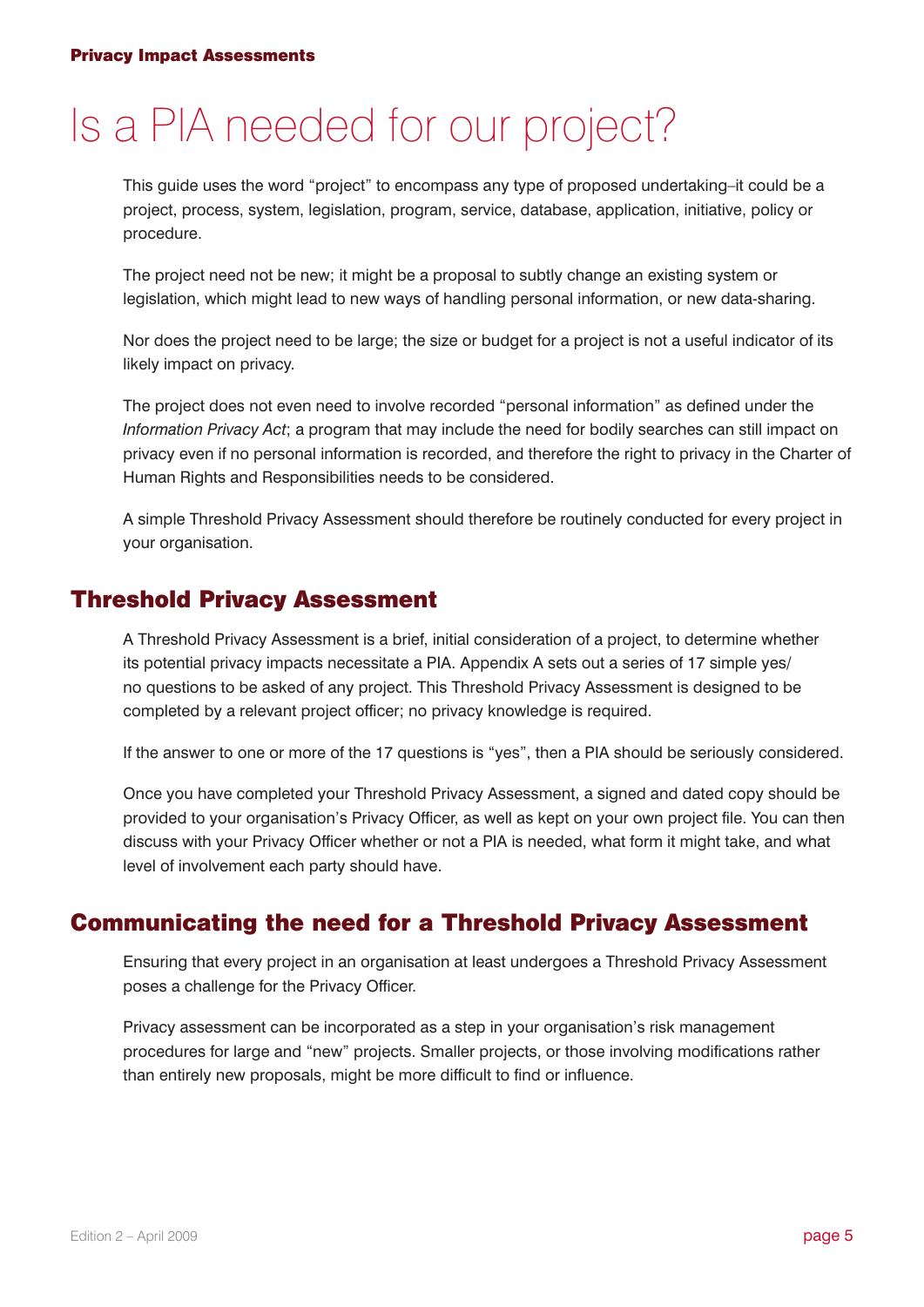# Is a PIA needed for our project?

This guide uses the word "project" to encompass any type of proposed undertaking–it could be a project, process, system, legislation, program, service, database, application, initiative, policy or procedure.

The project need not be new; it might be a proposal to subtly change an existing system or legislation, which might lead to new ways of handling personal information, or new data-sharing.

Nor does the project need to be large; the size or budget for a project is not a useful indicator of its likely impact on privacy.

The project does not even need to involve recorded "personal information" as defined under the *Information Privacy Act*; a program that may include the need for bodily searches can still impact on privacy even if no personal information is recorded, and therefore the right to privacy in the Charter of Human Rights and Responsibilities needs to be considered.

A simple Threshold Privacy Assessment should therefore be routinely conducted for every project in your organisation.

## Threshold Privacy Assessment

A Threshold Privacy Assessment is a brief, initial consideration of a project, to determine whether its potential privacy impacts necessitate a PIA. Appendix A sets out a series of 17 simple yes/no questions to be asked of any project. This Threshold Privacy Assessment is designed to be completed by a relevant project officer; no privacy knowledge is required.

If the answer to one or more of the 17 questions is "yes", then a PIA should be seriously considered.

Once you have completed your Threshold Privacy Assessment, a signed and dated copy should be provided to your organisation's Privacy Officer, as well as kept on your own project file. You can then discuss with your Privacy Officer whether or not a PIA is needed, what form it might take, and what level of involvement each party should have.

## Communicating the need for a Threshold Privacy Assessment

Ensuring that every project in an organisation at least undergoes a Threshold Privacy Assessment poses a challenge for the Privacy Officer.

Privacy assessment can be incorporated as a step in your organisation's risk management procedures for large and "new" projects. Smaller projects, or those involving modifications rather than entirely new proposals, might be more difficult to find or influence.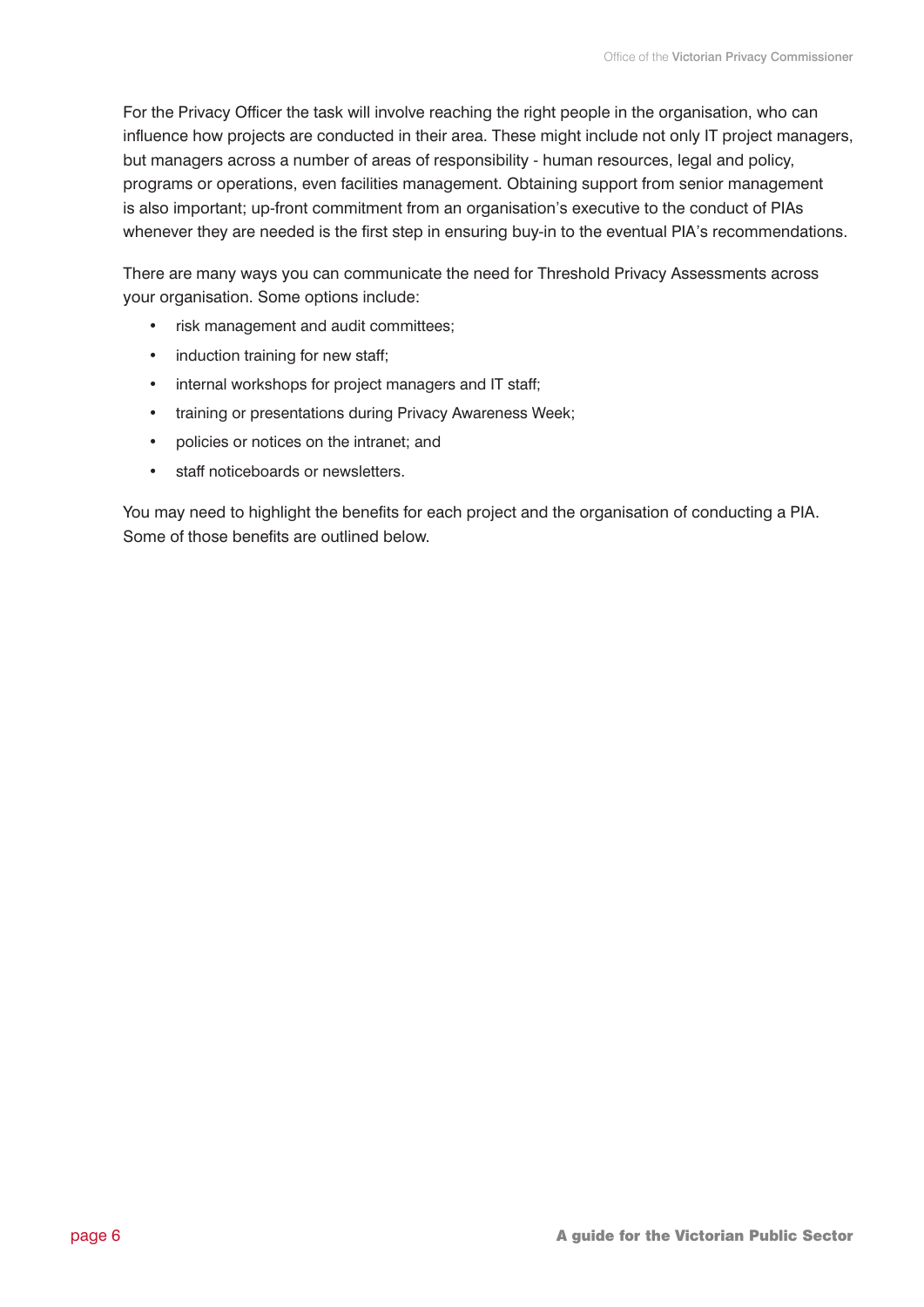For the Privacy Officer the task will involve reaching the right people in the organisation, who can influence how projects are conducted in their area. These might include not only IT project managers, but managers across a number of areas of responsibility - human resources, legal and policy, programs or operations, even facilities management. Obtaining support from senior management is also important; up-front commitment from an organisation's executive to the conduct of PIAs whenever they are needed is the first step in ensuring buy-in to the eventual PIA's recommendations.

There are many ways you can communicate the need for Threshold Privacy Assessments across your organisation. Some options include:

- risk management and audit committees;
- induction training for new staff;
- internal workshops for project managers and IT staff;
- training or presentations during Privacy Awareness Week;
- policies or notices on the intranet; and
- staff noticeboards or newsletters.

You may need to highlight the benefits for each project and the organisation of conducting a PIA. Some of those benefits are outlined below.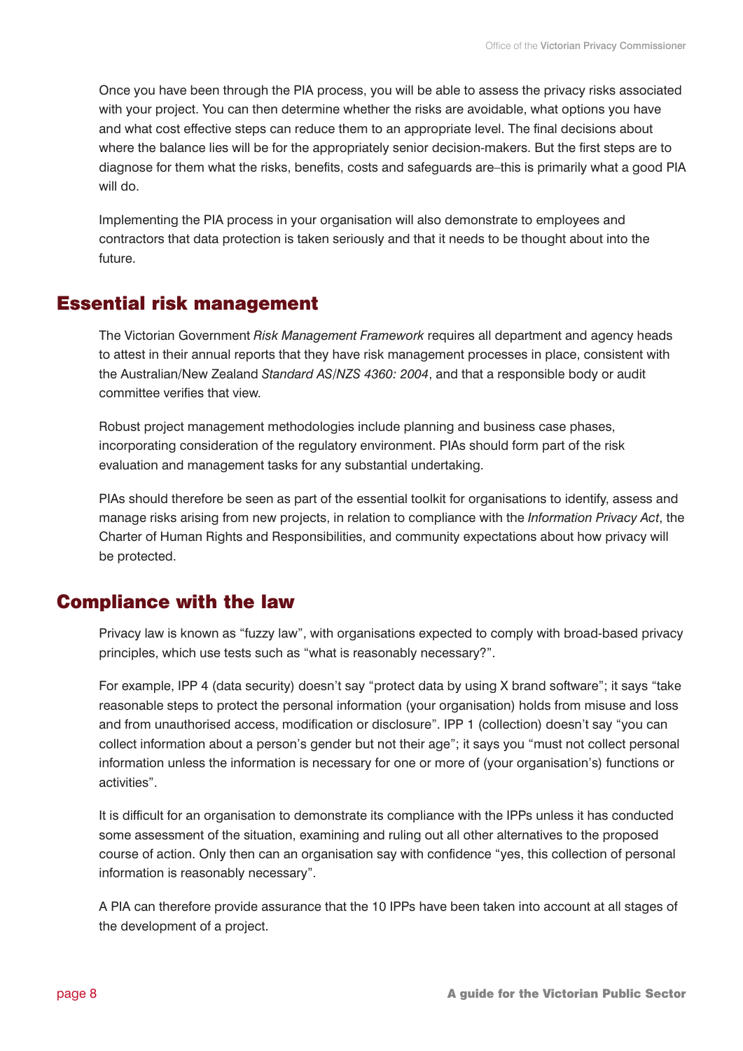Once you have been through the PIA process, you will be able to assess the privacy risks associated with your project. You can then determine whether the risks are avoidable, what options you have and what cost effective steps can reduce them to an appropriate level. The final decisions about where the balance lies will be for the appropriately senior decision-makers. But the first steps are to diagnose for them what the risks, benefits, costs and safeguards are–this is primarily what a good PIA will do.

Implementing the PIA process in your organisation will also demonstrate to employees and contractors that data protection is taken seriously and that it needs to be thought about into the future.

## Essential risk management

The Victorian Government *Risk Management Framework* requires all department and agency heads to attest in their annual reports that they have risk management processes in place, consistent with the Australian/New Zealand *Standard AS/NZS 4360: 2004*, and that a responsible body or audit committee verifies that view.

Robust project management methodologies include planning and business case phases, incorporating consideration of the regulatory environment. PIAs should form part of the risk evaluation and management tasks for any substantial undertaking.

PIAs should therefore be seen as part of the essential toolkit for organisations to identify, assess and manage risks arising from new projects, in relation to compliance with the *Information Privacy Act*, the Charter of Human Rights and Responsibilities, and community expectations about how privacy will be protected.

## Compliance with the law

Privacy law is known as "fuzzy law", with organisations expected to comply with broad-based privacy principles, which use tests such as "what is reasonably necessary?".

For example, IPP 4 (data security) doesn't say "protect data by using X brand software"; it says "take reasonable steps to protect the personal information (your organisation) holds from misuse and loss and from unauthorised access, modification or disclosure". IPP 1 (collection) doesn't say "you can collect information about a person's gender but not their age"; it says you "must not collect personal information unless the information is necessary for one or more of (your organisation's) functions or activities".

It is difficult for an organisation to demonstrate its compliance with the IPPs unless it has conducted some assessment of the situation, examining and ruling out all other alternatives to the proposed course of action. Only then can an organisation say with confidence "yes, this collection of personal information is reasonably necessary".

A PIA can therefore provide assurance that the 10 IPPs have been taken into account at all stages of the development of a project.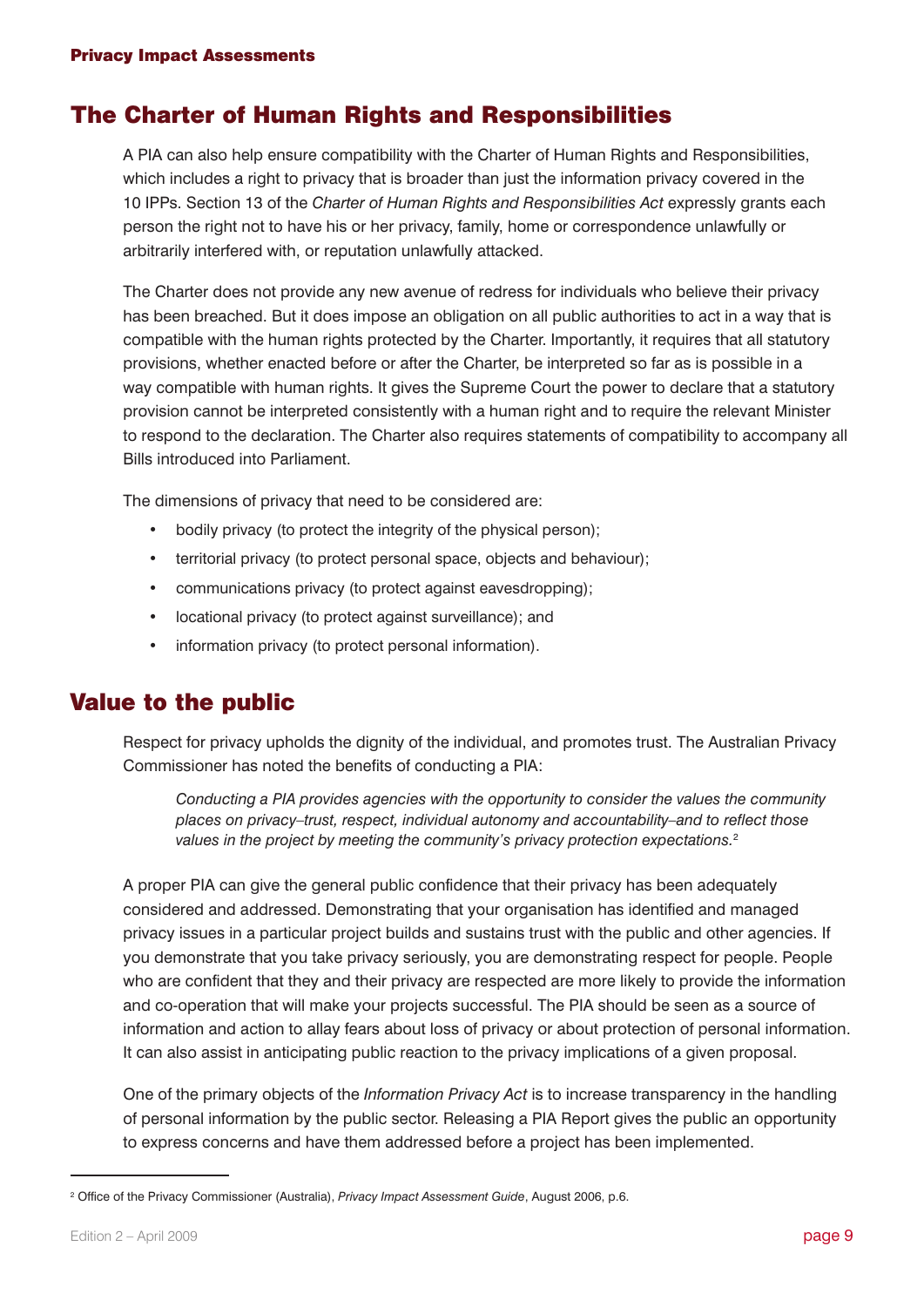## The Charter of Human Rights and Responsibilities

A PIA can also help ensure compatibility with the Charter of Human Rights and Responsibilities, which includes a right to privacy that is broader than just the information privacy covered in the 10 IPPs. Section 13 of the *Charter of Human Rights and Responsibilities Act* expressly grants each person the right not to have his or her privacy, family, home or correspondence unlawfully or arbitrarily interfered with, or reputation unlawfully attacked.

The Charter does not provide any new avenue of redress for individuals who believe their privacy has been breached. But it does impose an obligation on all public authorities to act in a way that is compatible with the human rights protected by the Charter. Importantly, it requires that all statutory provisions, whether enacted before or after the Charter, be interpreted so far as is possible in a way compatible with human rights. It gives the Supreme Court the power to declare that a statutory provision cannot be interpreted consistently with a human right and to require the relevant Minister to respond to the declaration. The Charter also requires statements of compatibility to accompany all Bills introduced into Parliament.

The dimensions of privacy that need to be considered are:

- bodily privacy (to protect the integrity of the physical person);
- territorial privacy (to protect personal space, objects and behaviour);
- communications privacy (to protect against eavesdropping);
- locational privacy (to protect against surveillance); and
- information privacy (to protect personal information).

## Value to the public

Respect for privacy upholds the dignity of the individual, and promotes trust. The Australian Privacy Commissioner has noted the benefits of conducting a PIA:

> *Conducting a PIA provides agencies with the opportunity to consider the values the community places on privacy–trust, respect, individual autonomy and accountability–and to reflect those values in the project by meeting the community's privacy protection expectations.*[2]

A proper PIA can give the general public confidence that their privacy has been adequately considered and addressed. Demonstrating that your organisation has identified and managed privacy issues in a particular project builds and sustains trust with the public and other agencies. If you demonstrate that you take privacy seriously, you are demonstrating respect for people. People who are confident that they and their privacy are respected are more likely to provide the information and co-operation that will make your projects successful. The PIA should be seen as a source of information and action to allay fears about loss of privacy or about protection of personal information. It can also assist in anticipating public reaction to the privacy implications of a given proposal.

One of the primary objects of the *Information Privacy Act* is to increase transparency in the handling of personal information by the public sector. Releasing a PIA Report gives the public an opportunity to express concerns and have them addressed before a project has been implemented.

---

[2] Office of the Privacy Commissioner (Australia), *Privacy Impact Assessment Guide*, August 2006, p.6.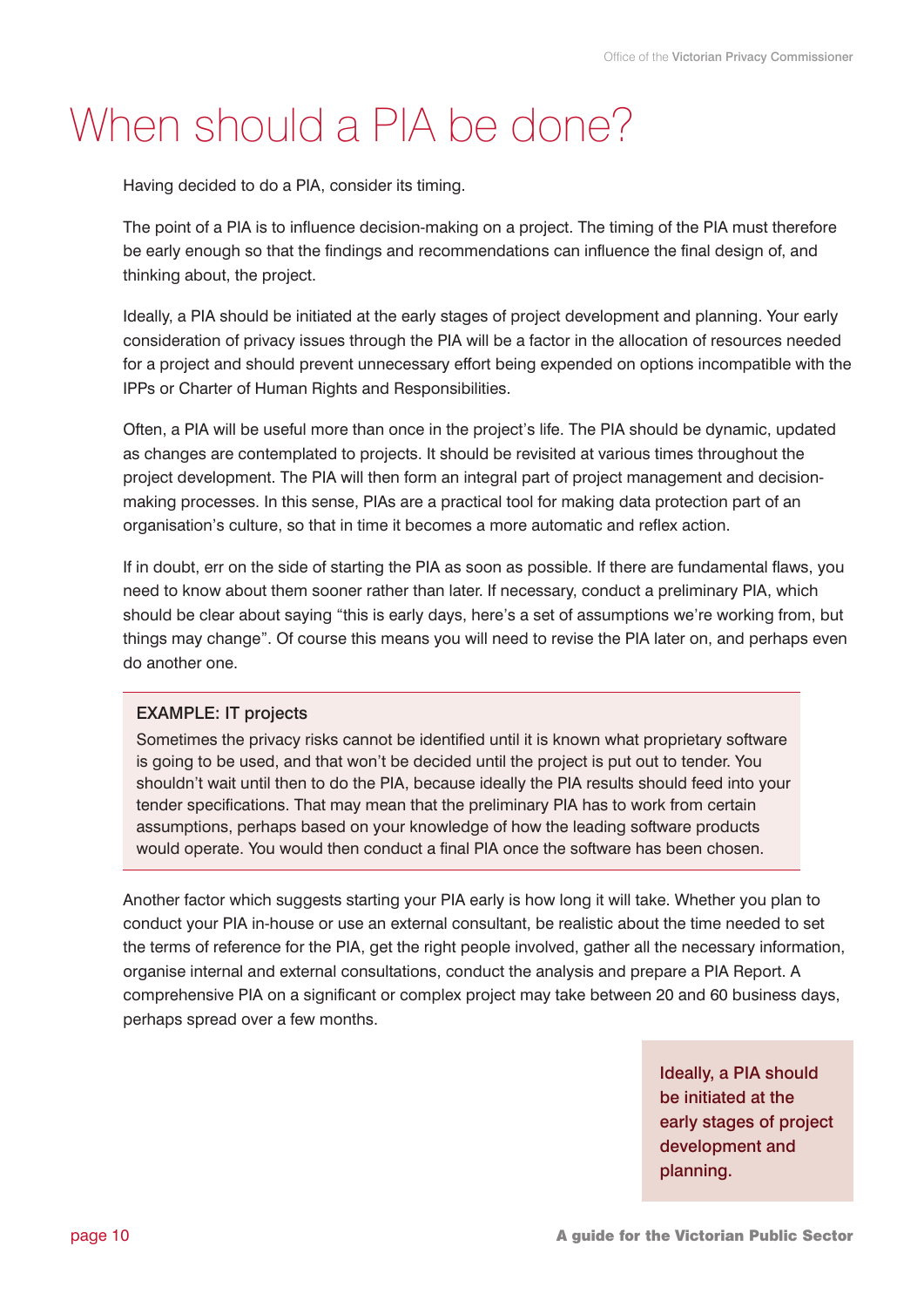# When should a PIA be done?

Having decided to do a PIA, consider its timing.

The point of a PIA is to influence decision-making on a project. The timing of the PIA must therefore be early enough so that the findings and recommendations can influence the final design of, and thinking about, the project.

Ideally, a PIA should be initiated at the early stages of project development and planning. Your early consideration of privacy issues through the PIA will be a factor in the allocation of resources needed for a project and should prevent unnecessary effort being expended on options incompatible with the IPPs or Charter of Human Rights and Responsibilities.

Often, a PIA will be useful more than once in the project's life. The PIA should be dynamic, updated as changes are contemplated to projects. It should be revisited at various times throughout the project development. The PIA will then form an integral part of project management and decision-making processes. In this sense, PIAs are a practical tool for making data protection part of an organisation's culture, so that in time it becomes a more automatic and reflex action.

If in doubt, err on the side of starting the PIA as soon as possible. If there are fundamental flaws, you need to know about them sooner rather than later. If necessary, conduct a preliminary PIA, which should be clear about saying "this is early days, here's a set of assumptions we're working from, but things may change". Of course this means you will need to revise the PIA later on, and perhaps even do another one.

> **EXAMPLE: IT projects**
>
> Sometimes the privacy risks cannot be identified until it is known what proprietary software is going to be used, and that won't be decided until the project is put out to tender. You shouldn't wait until then to do the PIA, because ideally the PIA results should feed into your tender specifications. That may mean that the preliminary PIA has to work from certain assumptions, perhaps based on your knowledge of how the leading software products would operate. You would then conduct a final PIA once the software has been chosen.

Another factor which suggests starting your PIA early is how long it will take. Whether you plan to conduct your PIA in-house or use an external consultant, be realistic about the time needed to set the terms of reference for the PIA, get the right people involved, gather all the necessary information, organise internal and external consultations, conduct the analysis and prepare a PIA Report. A comprehensive PIA on a significant or complex project may take between 20 and 60 business days, perhaps spread over a few months.

> Ideally, a PIA should be initiated at the early stages of project development and planning.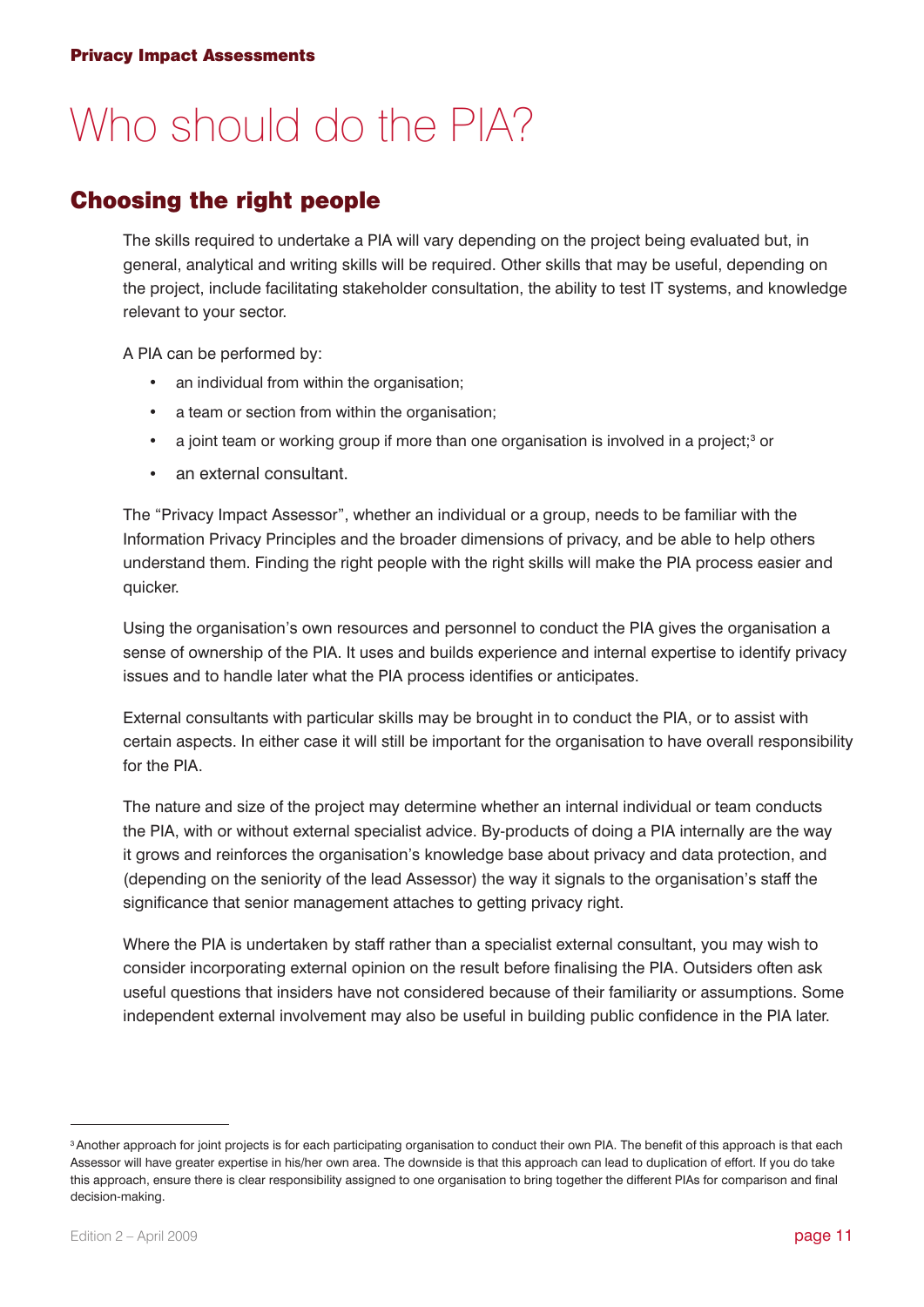# Who should do the PIA?

## Choosing the right people

The skills required to undertake a PIA will vary depending on the project being evaluated but, in general, analytical and writing skills will be required. Other skills that may be useful, depending on the project, include facilitating stakeholder consultation, the ability to test IT systems, and knowledge relevant to your sector.

A PIA can be performed by:

- an individual from within the organisation;
- a team or section from within the organisation;
- a joint team or working group if more than one organisation is involved in a project;[3] or
- an external consultant.

The "Privacy Impact Assessor", whether an individual or a group, needs to be familiar with the Information Privacy Principles and the broader dimensions of privacy, and be able to help others understand them. Finding the right people with the right skills will make the PIA process easier and quicker.

Using the organisation's own resources and personnel to conduct the PIA gives the organisation a sense of ownership of the PIA. It uses and builds experience and internal expertise to identify privacy issues and to handle later what the PIA process identifies or anticipates.

External consultants with particular skills may be brought in to conduct the PIA, or to assist with certain aspects. In either case it will still be important for the organisation to have overall responsibility for the PIA.

The nature and size of the project may determine whether an internal individual or team conducts the PIA, with or without external specialist advice. By-products of doing a PIA internally are the way it grows and reinforces the organisation's knowledge base about privacy and data protection, and (depending on the seniority of the lead Assessor) the way it signals to the organisation's staff the significance that senior management attaches to getting privacy right.

Where the PIA is undertaken by staff rather than a specialist external consultant, you may wish to consider incorporating external opinion on the result before finalising the PIA. Outsiders often ask useful questions that insiders have not considered because of their familiarity or assumptions. Some independent external involvement may also be useful in building public confidence in the PIA later.

---

[3] Another approach for joint projects is for each participating organisation to conduct their own PIA. The benefit of this approach is that each Assessor will have greater expertise in his/her own area. The downside is that this approach can lead to duplication of effort. If you do take this approach, ensure there is clear responsibility assigned to one organisation to bring together the different PIAs for comparison and final decision-making.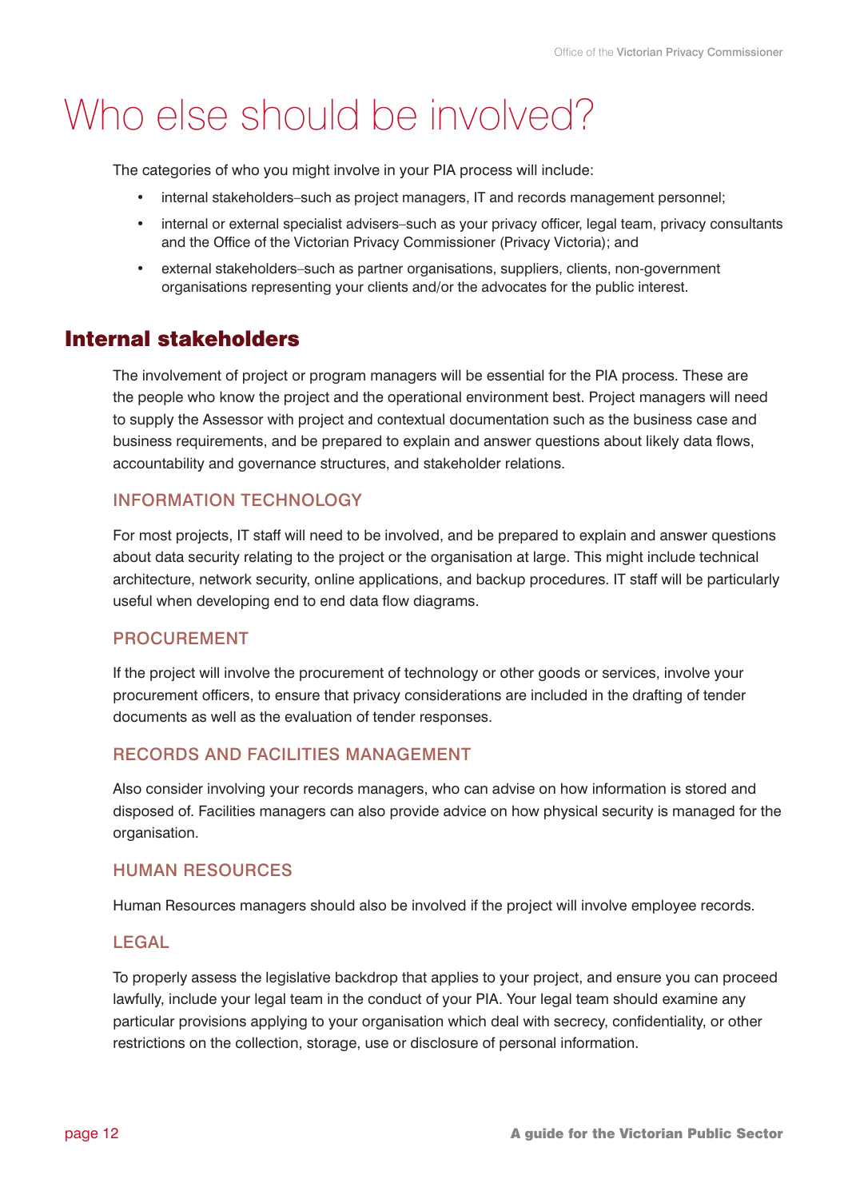# Who else should be involved?

The categories of who you might involve in your PIA process will include:

- internal stakeholders–such as project managers, IT and records management personnel;
- internal or external specialist advisers–such as your privacy officer, legal team, privacy consultants and the Office of the Victorian Privacy Commissioner (Privacy Victoria); and
- external stakeholders–such as partner organisations, suppliers, clients, non-government organisations representing your clients and/or the advocates for the public interest.

## Internal stakeholders

The involvement of project or program managers will be essential for the PIA process. These are the people who know the project and the operational environment best. Project managers will need to supply the Assessor with project and contextual documentation such as the business case and business requirements, and be prepared to explain and answer questions about likely data flows, accountability and governance structures, and stakeholder relations.

### INFORMATION TECHNOLOGY

For most projects, IT staff will need to be involved, and be prepared to explain and answer questions about data security relating to the project or the organisation at large. This might include technical architecture, network security, online applications, and backup procedures. IT staff will be particularly useful when developing end to end data flow diagrams.

### PROCUREMENT

If the project will involve the procurement of technology or other goods or services, involve your procurement officers, to ensure that privacy considerations are included in the drafting of tender documents as well as the evaluation of tender responses.

### RECORDS AND FACILITIES MANAGEMENT

Also consider involving your records managers, who can advise on how information is stored and disposed of. Facilities managers can also provide advice on how physical security is managed for the organisation.

### HUMAN RESOURCES

Human Resources managers should also be involved if the project will involve employee records.

### LEGAL

To properly assess the legislative backdrop that applies to your project, and ensure you can proceed lawfully, include your legal team in the conduct of your PIA. Your legal team should examine any particular provisions applying to your organisation which deal with secrecy, confidentiality, or other restrictions on the collection, storage, use or disclosure of personal information.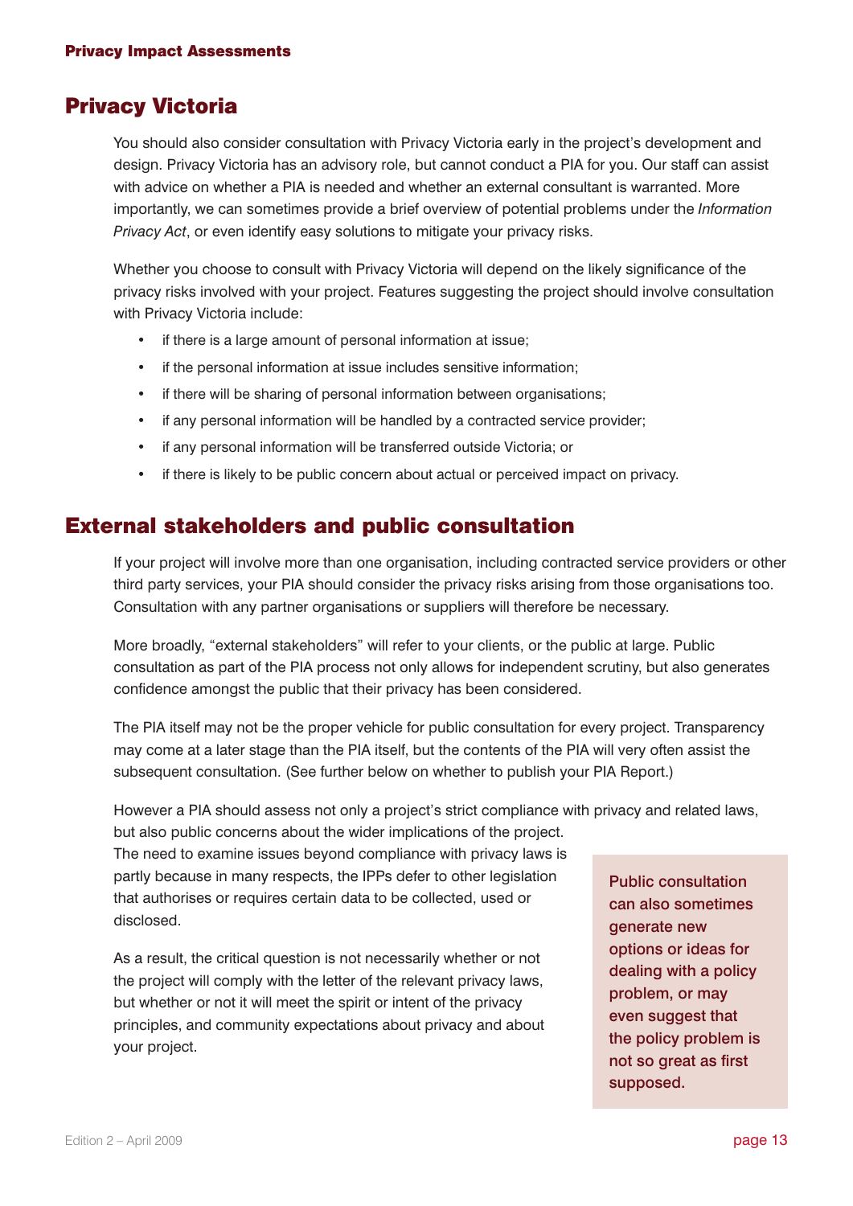## Privacy Victoria

You should also consider consultation with Privacy Victoria early in the project's development and design. Privacy Victoria has an advisory role, but cannot conduct a PIA for you. Our staff can assist with advice on whether a PIA is needed and whether an external consultant is warranted. More importantly, we can sometimes provide a brief overview of potential problems under the *Information Privacy Act*, or even identify easy solutions to mitigate your privacy risks.

Whether you choose to consult with Privacy Victoria will depend on the likely significance of the privacy risks involved with your project. Features suggesting the project should involve consultation with Privacy Victoria include:

- if there is a large amount of personal information at issue;
- if the personal information at issue includes sensitive information;
- if there will be sharing of personal information between organisations;
- if any personal information will be handled by a contracted service provider;
- if any personal information will be transferred outside Victoria; or
- if there is likely to be public concern about actual or perceived impact on privacy.

## External stakeholders and public consultation

If your project will involve more than one organisation, including contracted service providers or other third party services, your PIA should consider the privacy risks arising from those organisations too. Consultation with any partner organisations or suppliers will therefore be necessary.

More broadly, "external stakeholders" will refer to your clients, or the public at large. Public consultation as part of the PIA process not only allows for independent scrutiny, but also generates confidence amongst the public that their privacy has been considered.

The PIA itself may not be the proper vehicle for public consultation for every project. Transparency may come at a later stage than the PIA itself, but the contents of the PIA will very often assist the subsequent consultation. (See further below on whether to publish your PIA Report.)

However a PIA should assess not only a project's strict compliance with privacy and related laws, but also public concerns about the wider implications of the project. The need to examine issues beyond compliance with privacy laws is partly because in many respects, the IPPs defer to other legislation that authorises or requires certain data to be collected, used or disclosed.

As a result, the critical question is not necessarily whether or not the project will comply with the letter of the relevant privacy laws, but whether or not it will meet the spirit or intent of the privacy principles, and community expectations about privacy and about your project.

> Public consultation can also sometimes generate new options or ideas for dealing with a policy problem, or may even suggest that the policy problem is not so great as first supposed.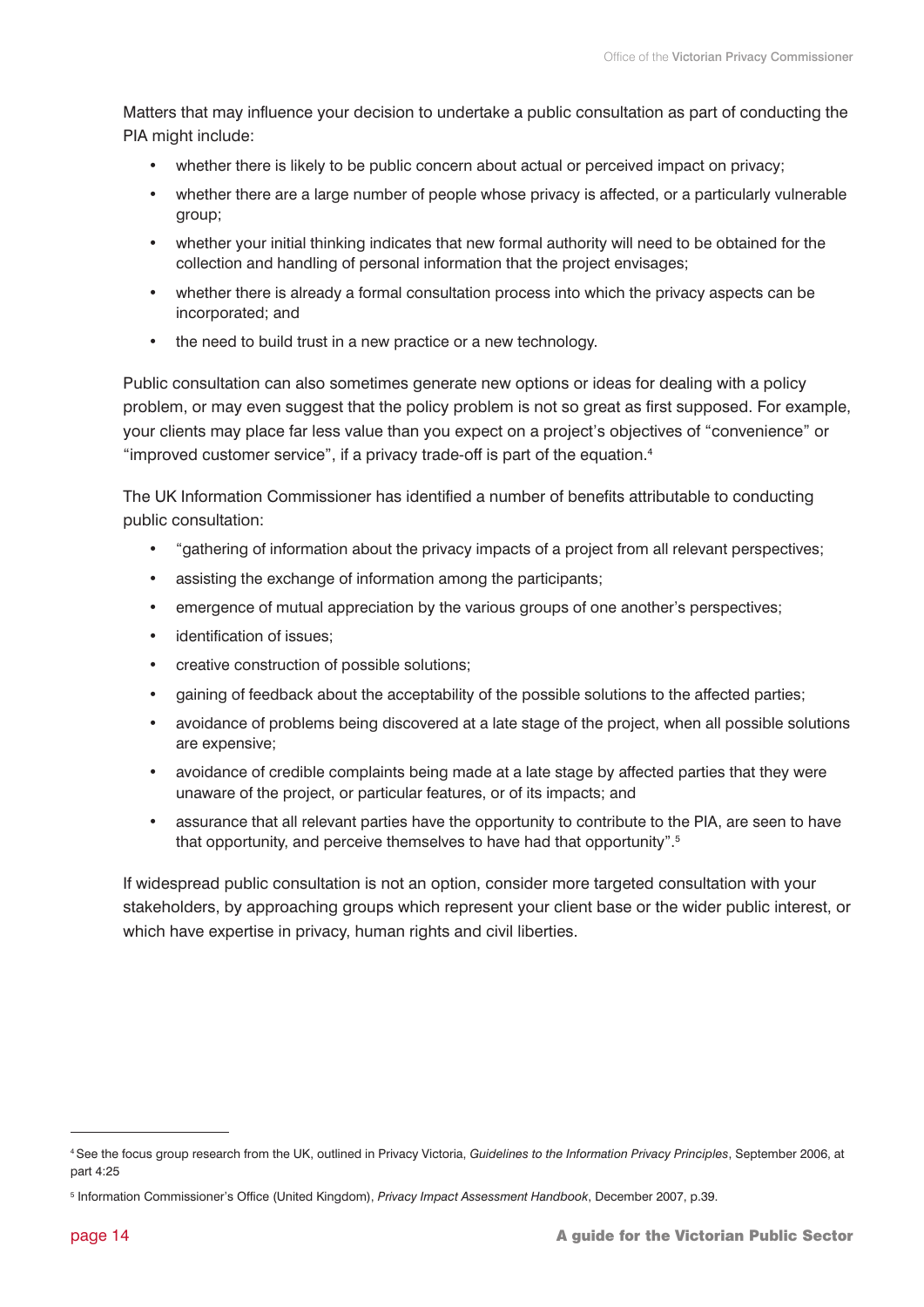Matters that may influence your decision to undertake a public consultation as part of conducting the PIA might include:

- whether there is likely to be public concern about actual or perceived impact on privacy;
- whether there are a large number of people whose privacy is affected, or a particularly vulnerable group;
- whether your initial thinking indicates that new formal authority will need to be obtained for the collection and handling of personal information that the project envisages;
- whether there is already a formal consultation process into which the privacy aspects can be incorporated; and
- the need to build trust in a new practice or a new technology.

Public consultation can also sometimes generate new options or ideas for dealing with a policy problem, or may even suggest that the policy problem is not so great as first supposed. For example, your clients may place far less value than you expect on a project's objectives of "convenience" or "improved customer service", if a privacy trade-off is part of the equation.[4]

The UK Information Commissioner has identified a number of benefits attributable to conducting public consultation:

- "gathering of information about the privacy impacts of a project from all relevant perspectives;
- assisting the exchange of information among the participants;
- emergence of mutual appreciation by the various groups of one another's perspectives;
- identification of issues;
- creative construction of possible solutions;
- gaining of feedback about the acceptability of the possible solutions to the affected parties;
- avoidance of problems being discovered at a late stage of the project, when all possible solutions are expensive;
- avoidance of credible complaints being made at a late stage by affected parties that they were unaware of the project, or particular features, or of its impacts; and
- assurance that all relevant parties have the opportunity to contribute to the PIA, are seen to have that opportunity, and perceive themselves to have had that opportunity".[5]

If widespread public consultation is not an option, consider more targeted consultation with your stakeholders, by approaching groups which represent your client base or the wider public interest, or which have expertise in privacy, human rights and civil liberties.

---

[4] See the focus group research from the UK, outlined in Privacy Victoria, *Guidelines to the Information Privacy Principles*, September 2006, at part 4:25

[5] Information Commissioner's Office (United Kingdom), *Privacy Impact Assessment Handbook*, December 2007, p.39.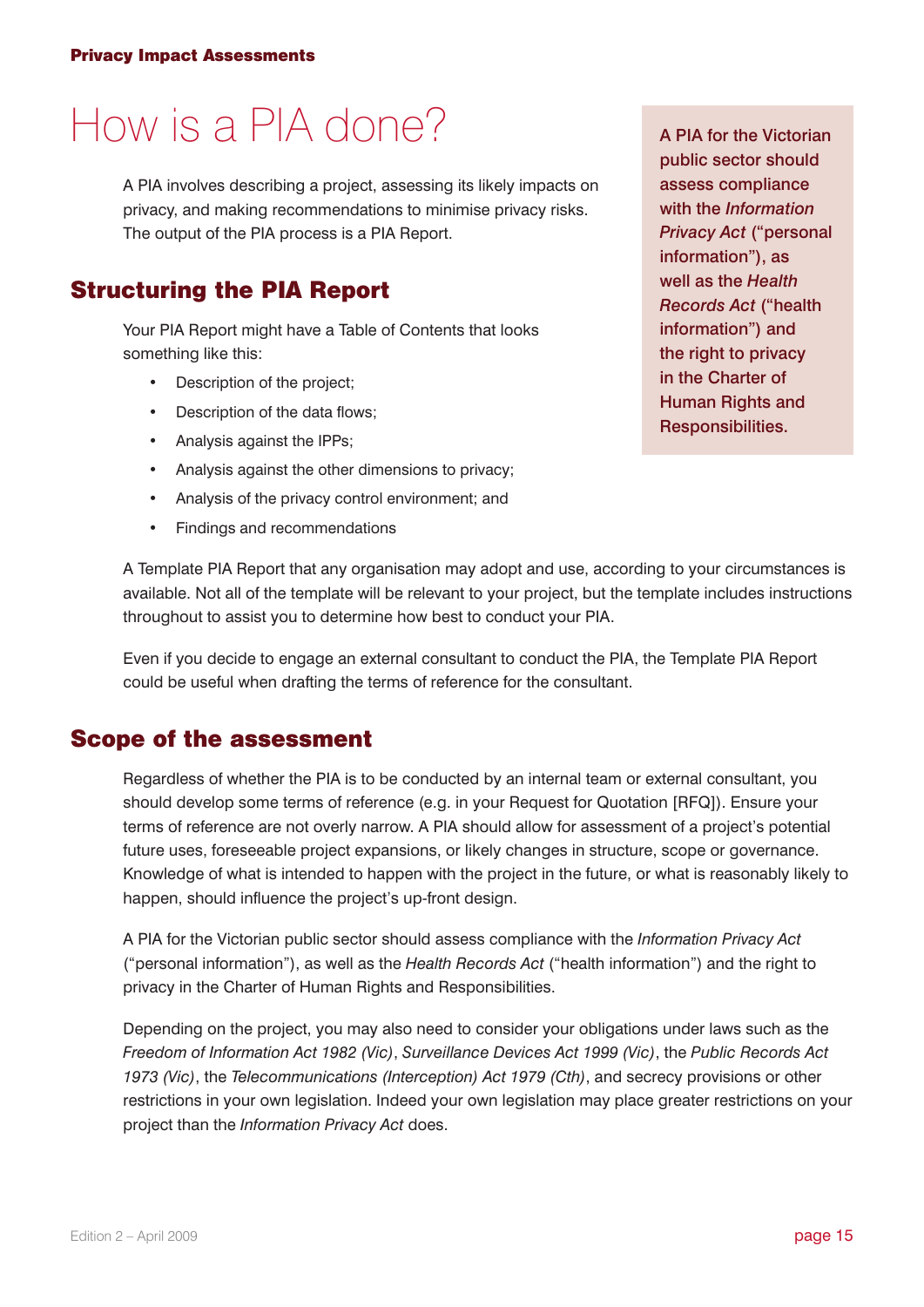# How is a PIA done?

A PIA involves describing a project, assessing its likely impacts on privacy, and making recommendations to minimise privacy risks. The output of the PIA process is a PIA Report.

> A PIA for the Victorian public sector should assess compliance with the *Information Privacy Act* ("personal information"), as well as the *Health Records Act* ("health information") and the right to privacy in the Charter of Human Rights and Responsibilities.

## Structuring the PIA Report

Your PIA Report might have a Table of Contents that looks something like this:

- Description of the project;
- Description of the data flows;
- Analysis against the IPPs;
- Analysis against the other dimensions to privacy;
- Analysis of the privacy control environment; and
- Findings and recommendations

A Template PIA Report that any organisation may adopt and use, according to your circumstances is available. Not all of the template will be relevant to your project, but the template includes instructions throughout to assist you to determine how best to conduct your PIA.

Even if you decide to engage an external consultant to conduct the PIA, the Template PIA Report could be useful when drafting the terms of reference for the consultant.

## Scope of the assessment

Regardless of whether the PIA is to be conducted by an internal team or external consultant, you should develop some terms of reference (e.g. in your Request for Quotation [RFQ]). Ensure your terms of reference are not overly narrow. A PIA should allow for assessment of a project's potential future uses, foreseeable project expansions, or likely changes in structure, scope or governance. Knowledge of what is intended to happen with the project in the future, or what is reasonably likely to happen, should influence the project's up-front design.

A PIA for the Victorian public sector should assess compliance with the *Information Privacy Act* ("personal information"), as well as the *Health Records Act* ("health information") and the right to privacy in the Charter of Human Rights and Responsibilities.

Depending on the project, you may also need to consider your obligations under laws such as the *Freedom of Information Act 1982 (Vic)*, *Surveillance Devices Act 1999 (Vic)*, the *Public Records Act 1973 (Vic)*, the *Telecommunications (Interception) Act 1979 (Cth)*, and secrecy provisions or other restrictions in your own legislation. Indeed your own legislation may place greater restrictions on your project than the *Information Privacy Act* does.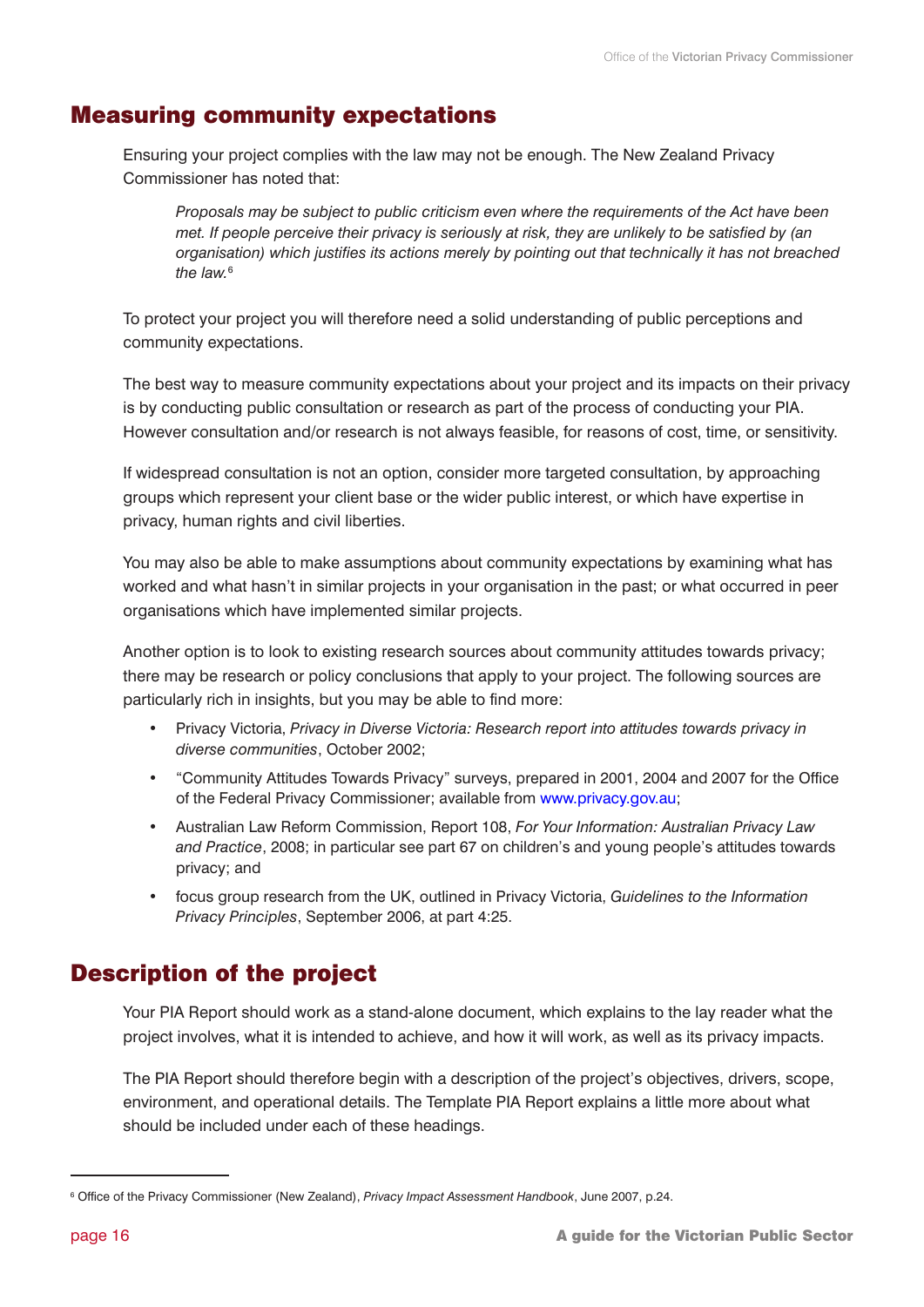## Measuring community expectations

Ensuring your project complies with the law may not be enough. The New Zealand Privacy Commissioner has noted that:

> *Proposals may be subject to public criticism even where the requirements of the Act have been met. If people perceive their privacy is seriously at risk, they are unlikely to be satisfied by (an organisation) which justifies its actions merely by pointing out that technically it has not breached the law.*[6]

To protect your project you will therefore need a solid understanding of public perceptions and community expectations.

The best way to measure community expectations about your project and its impacts on their privacy is by conducting public consultation or research as part of the process of conducting your PIA. However consultation and/or research is not always feasible, for reasons of cost, time, or sensitivity.

If widespread consultation is not an option, consider more targeted consultation, by approaching groups which represent your client base or the wider public interest, or which have expertise in privacy, human rights and civil liberties.

You may also be able to make assumptions about community expectations by examining what has worked and what hasn't in similar projects in your organisation in the past; or what occurred in peer organisations which have implemented similar projects.

Another option is to look to existing research sources about community attitudes towards privacy; there may be research or policy conclusions that apply to your project. The following sources are particularly rich in insights, but you may be able to find more:

- Privacy Victoria, *Privacy in Diverse Victoria: Research report into attitudes towards privacy in diverse communities*, October 2002;
- "Community Attitudes Towards Privacy" surveys, prepared in 2001, 2004 and 2007 for the Office of the Federal Privacy Commissioner; available from www.privacy.gov.au;
- Australian Law Reform Commission, Report 108, *For Your Information: Australian Privacy Law and Practice*, 2008; in particular see part 67 on children's and young people's attitudes towards privacy; and
- focus group research from the UK, outlined in Privacy Victoria, *Guidelines to the Information Privacy Principles*, September 2006, at part 4:25.

## Description of the project

Your PIA Report should work as a stand-alone document, which explains to the lay reader what the project involves, what it is intended to achieve, and how it will work, as well as its privacy impacts.

The PIA Report should therefore begin with a description of the project's objectives, drivers, scope, environment, and operational details. The Template PIA Report explains a little more about what should be included under each of these headings.

---

[6] Office of the Privacy Commissioner (New Zealand), *Privacy Impact Assessment Handbook*, June 2007, p.24.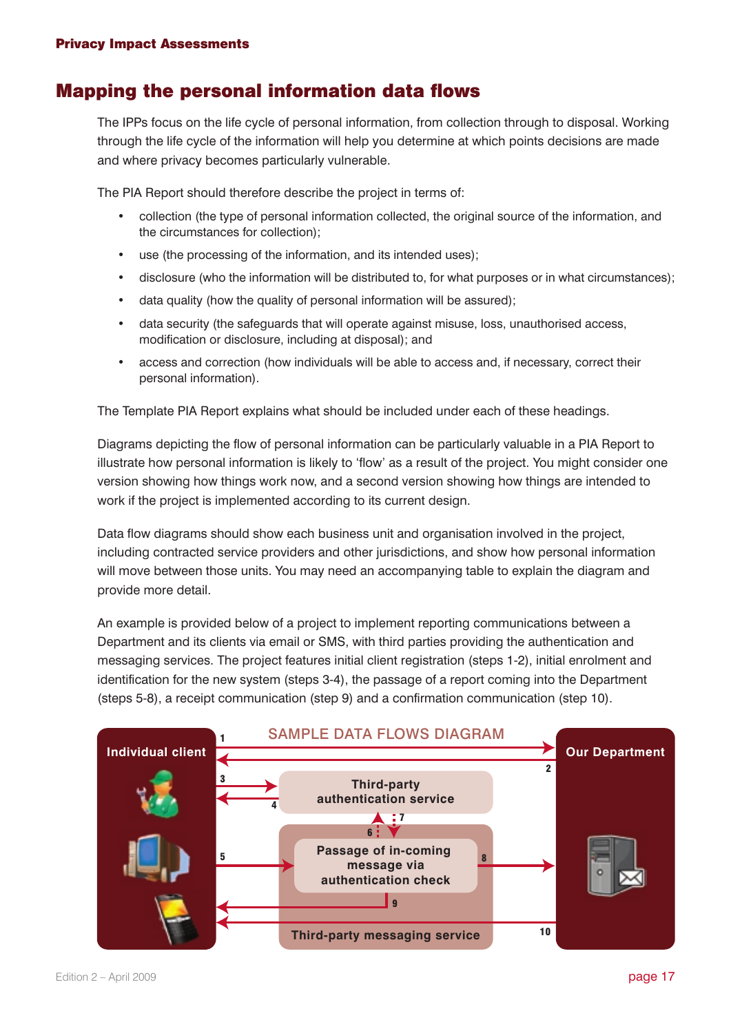## Mapping the personal information data flows

The IPPs focus on the life cycle of personal information, from collection through to disposal. Working through the life cycle of the information will help you determine at which points decisions are made and where privacy becomes particularly vulnerable.

The PIA Report should therefore describe the project in terms of:

- collection (the type of personal information collected, the original source of the information, and the circumstances for collection);
- use (the processing of the information, and its intended uses);
- disclosure (who the information will be distributed to, for what purposes or in what circumstances);
- data quality (how the quality of personal information will be assured);
- data security (the safeguards that will operate against misuse, loss, unauthorised access, modification or disclosure, including at disposal); and
- access and correction (how individuals will be able to access and, if necessary, correct their personal information).

The Template PIA Report explains what should be included under each of these headings.

Diagrams depicting the flow of personal information can be particularly valuable in a PIA Report to illustrate how personal information is likely to 'flow' as a result of the project. You might consider one version showing how things work now, and a second version showing how things are intended to work if the project is implemented according to its current design.

Data flow diagrams should show each business unit and organisation involved in the project, including contracted service providers and other jurisdictions, and show how personal information will move between those units. You may need an accompanying table to explain the diagram and provide more detail.

An example is provided below of a project to implement reporting communications between a Department and its clients via email or SMS, with third parties providing the authentication and messaging services. The project features initial client registration (steps 1-2), initial enrolment and identification for the new system (steps 3-4), the passage of a report coming into the Department (steps 5-8), a receipt communication (step 9) and a confirmation communication (step 10).

SAMPLE DATA FLOWS DIAGRAM

Individual client

Our Department

Third-party authentication service

Passage of in-coming message via authentication check

Third-party messaging service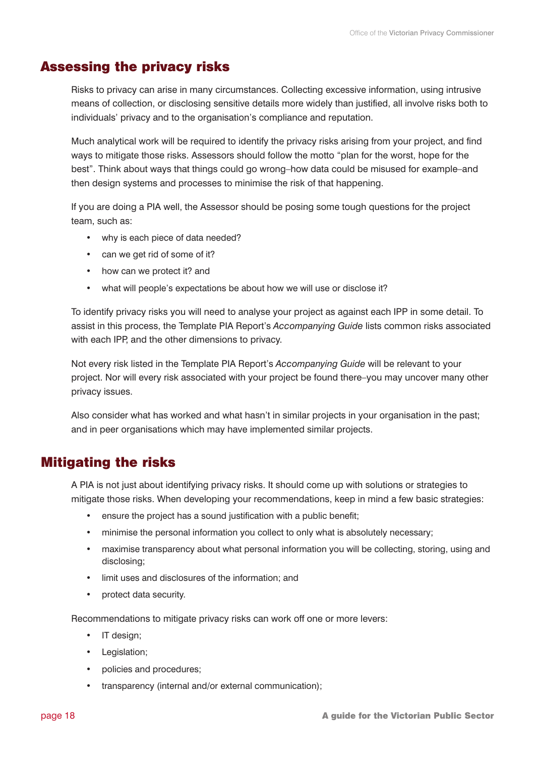## Assessing the privacy risks

Risks to privacy can arise in many circumstances. Collecting excessive information, using intrusive means of collection, or disclosing sensitive details more widely than justified, all involve risks both to individuals' privacy and to the organisation's compliance and reputation.

Much analytical work will be required to identify the privacy risks arising from your project, and find ways to mitigate those risks. Assessors should follow the motto "plan for the worst, hope for the best". Think about ways that things could go wrong–how data could be misused for example–and then design systems and processes to minimise the risk of that happening.

If you are doing a PIA well, the Assessor should be posing some tough questions for the project team, such as:

- why is each piece of data needed?
- can we get rid of some of it?
- how can we protect it? and
- what will people's expectations be about how we will use or disclose it?

To identify privacy risks you will need to analyse your project as against each IPP in some detail. To assist in this process, the Template PIA Report's *Accompanying Guide* lists common risks associated with each IPP, and the other dimensions to privacy.

Not every risk listed in the Template PIA Report's *Accompanying Guide* will be relevant to your project. Nor will every risk associated with your project be found there–you may uncover many other privacy issues.

Also consider what has worked and what hasn't in similar projects in your organisation in the past; and in peer organisations which may have implemented similar projects.

## Mitigating the risks

A PIA is not just about identifying privacy risks. It should come up with solutions or strategies to mitigate those risks. When developing your recommendations, keep in mind a few basic strategies:

- ensure the project has a sound justification with a public benefit;
- minimise the personal information you collect to only what is absolutely necessary;
- maximise transparency about what personal information you will be collecting, storing, using and disclosing;
- limit uses and disclosures of the information; and
- protect data security.

Recommendations to mitigate privacy risks can work off one or more levers:

- IT design;
- Legislation;
- policies and procedures;
- transparency (internal and/or external communication);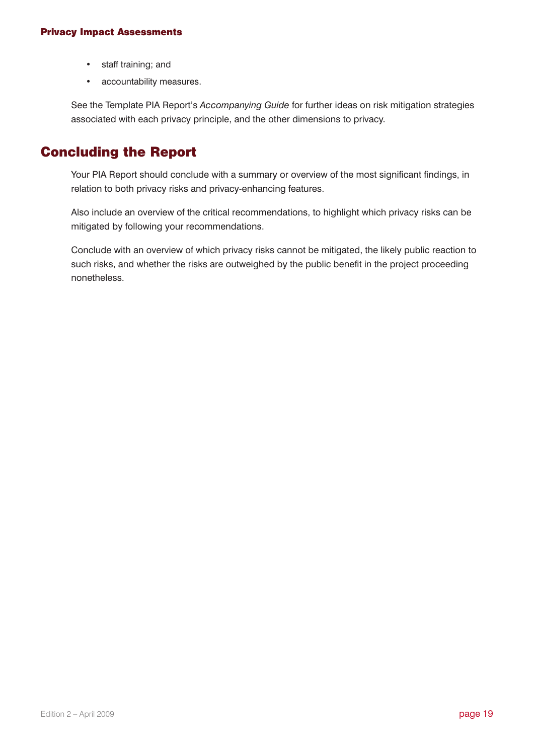- staff training; and
- accountability measures.

See the Template PIA Report's *Accompanying Guide* for further ideas on risk mitigation strategies associated with each privacy principle, and the other dimensions to privacy.

## Concluding the Report

Your PIA Report should conclude with a summary or overview of the most significant findings, in relation to both privacy risks and privacy-enhancing features.

Also include an overview of the critical recommendations, to highlight which privacy risks can be mitigated by following your recommendations.

Conclude with an overview of which privacy risks cannot be mitigated, the likely public reaction to such risks, and whether the risks are outweighed by the public benefit in the project proceeding nonetheless.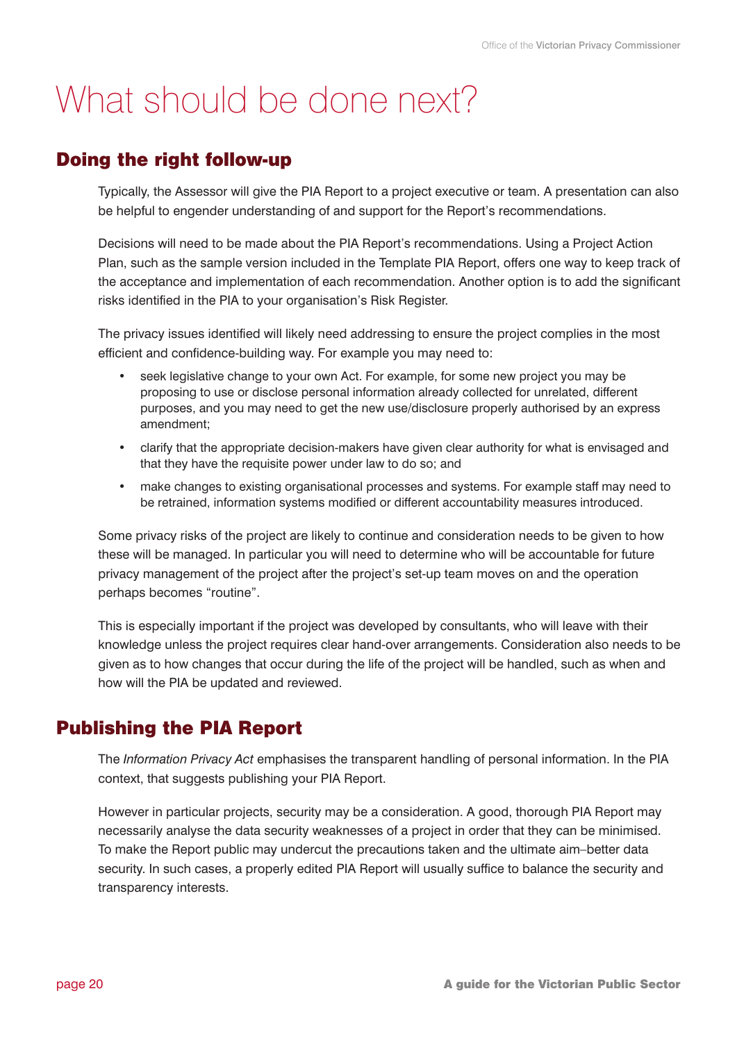# What should be done next?

## Doing the right follow-up

Typically, the Assessor will give the PIA Report to a project executive or team. A presentation can also be helpful to engender understanding of and support for the Report's recommendations.

Decisions will need to be made about the PIA Report's recommendations. Using a Project Action Plan, such as the sample version included in the Template PIA Report, offers one way to keep track of the acceptance and implementation of each recommendation. Another option is to add the significant risks identified in the PIA to your organisation's Risk Register.

The privacy issues identified will likely need addressing to ensure the project complies in the most efficient and confidence-building way. For example you may need to:

- seek legislative change to your own Act. For example, for some new project you may be proposing to use or disclose personal information already collected for unrelated, different purposes, and you may need to get the new use/disclosure properly authorised by an express amendment;
- clarify that the appropriate decision-makers have given clear authority for what is envisaged and that they have the requisite power under law to do so; and
- make changes to existing organisational processes and systems. For example staff may need to be retrained, information systems modified or different accountability measures introduced.

Some privacy risks of the project are likely to continue and consideration needs to be given to how these will be managed. In particular you will need to determine who will be accountable for future privacy management of the project after the project's set-up team moves on and the operation perhaps becomes "routine".

This is especially important if the project was developed by consultants, who will leave with their knowledge unless the project requires clear hand-over arrangements. Consideration also needs to be given as to how changes that occur during the life of the project will be handled, such as when and how will the PIA be updated and reviewed.

## Publishing the PIA Report

The *Information Privacy Act* emphasises the transparent handling of personal information. In the PIA context, that suggests publishing your PIA Report.

However in particular projects, security may be a consideration. A good, thorough PIA Report may necessarily analyse the data security weaknesses of a project in order that they can be minimised. To make the Report public may undercut the precautions taken and the ultimate aim–better data security. In such cases, a properly edited PIA Report will usually suffice to balance the security and transparency interests.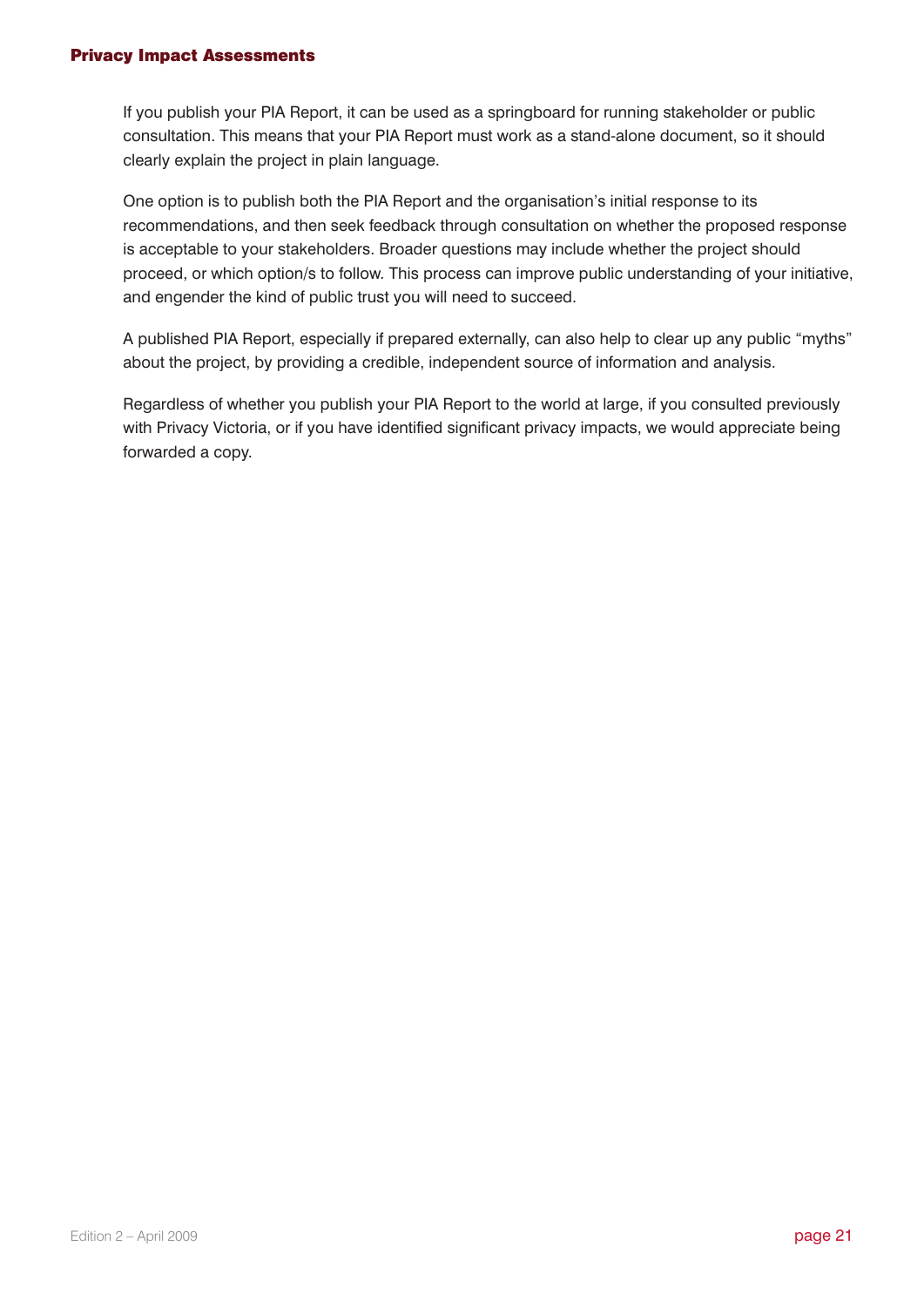If you publish your PIA Report, it can be used as a springboard for running stakeholder or public consultation. This means that your PIA Report must work as a stand-alone document, so it should clearly explain the project in plain language.

One option is to publish both the PIA Report and the organisation's initial response to its recommendations, and then seek feedback through consultation on whether the proposed response is acceptable to your stakeholders. Broader questions may include whether the project should proceed, or which option/s to follow. This process can improve public understanding of your initiative, and engender the kind of public trust you will need to succeed.

A published PIA Report, especially if prepared externally, can also help to clear up any public "myths" about the project, by providing a credible, independent source of information and analysis.

Regardless of whether you publish your PIA Report to the world at large, if you consulted previously with Privacy Victoria, or if you have identified significant privacy impacts, we would appreciate being forwarded a copy.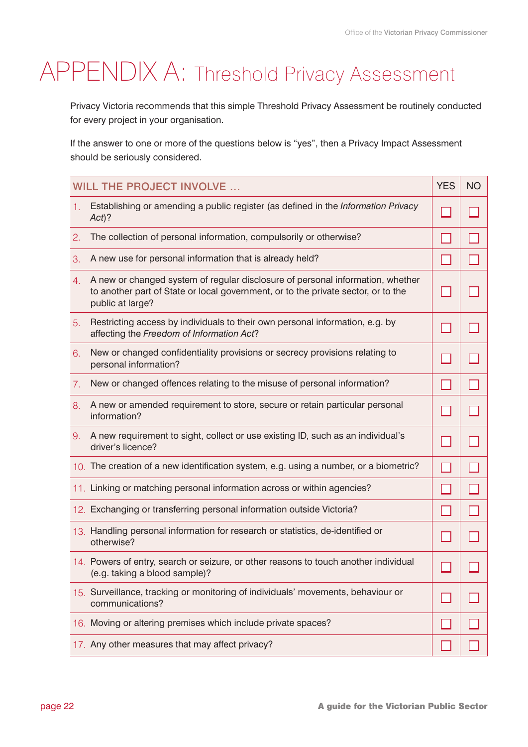# APPENDIX A: Threshold Privacy Assessment

Privacy Victoria recommends that this simple Threshold Privacy Assessment be routinely conducted for every project in your organisation.

If the answer to one or more of the questions below is "yes", then a Privacy Impact Assessment should be seriously considered.

| WILL THE PROJECT INVOLVE … | YES | NO |
|---|---|---|
| 1. Establishing or amending a public register (as defined in the *Information Privacy Act*)? | ☐ | ☐ |
| 2. The collection of personal information, compulsorily or otherwise? | ☐ | ☐ |
| 3. A new use for personal information that is already held? | ☐ | ☐ |
| 4. A new or changed system of regular disclosure of personal information, whether to another part of State or local government, or to the private sector, or to the public at large? | ☐ | ☐ |
| 5. Restricting access by individuals to their own personal information, e.g. by affecting the *Freedom of Information Act*? | ☐ | ☐ |
| 6. New or changed confidentiality provisions or secrecy provisions relating to personal information? | ☐ | ☐ |
| 7. New or changed offences relating to the misuse of personal information? | ☐ | ☐ |
| 8. A new or amended requirement to store, secure or retain particular personal information? | ☐ | ☐ |
| 9. A new requirement to sight, collect or use existing ID, such as an individual's driver's licence? | ☐ | ☐ |
| 10. The creation of a new identification system, e.g. using a number, or a biometric? | ☐ | ☐ |
| 11. Linking or matching personal information across or within agencies? | ☐ | ☐ |
| 12. Exchanging or transferring personal information outside Victoria? | ☐ | ☐ |
| 13. Handling personal information for research or statistics, de-identified or otherwise? | ☐ | ☐ |
| 14. Powers of entry, search or seizure, or other reasons to touch another individual (e.g. taking a blood sample)? | ☐ | ☐ |
| 15. Surveillance, tracking or monitoring of individuals' movements, behaviour or communications? | ☐ | ☐ |
| 16. Moving or altering premises which include private spaces? | ☐ | ☐ |
| 17. Any other measures that may affect privacy? | ☐ | ☐ |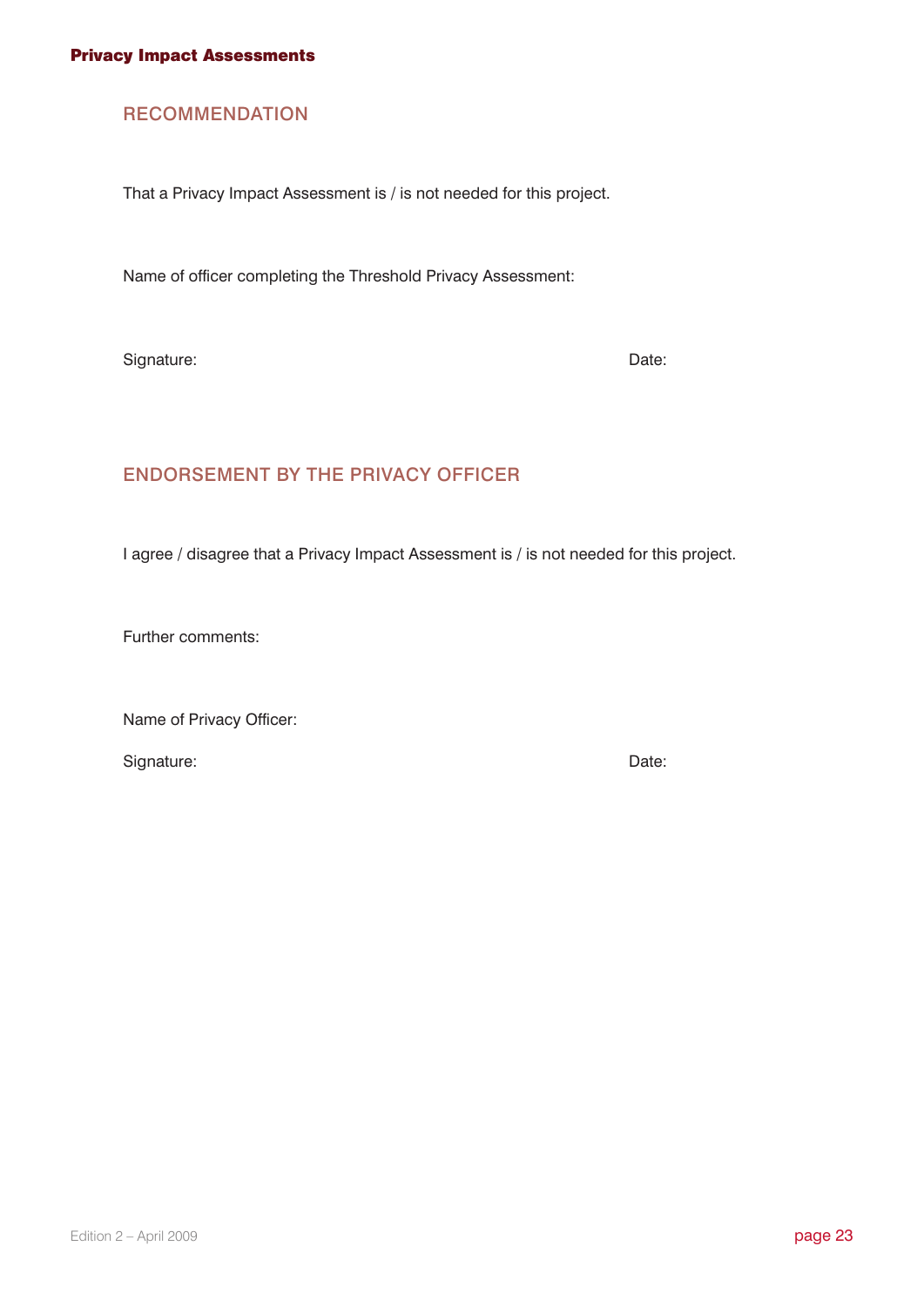## RECOMMENDATION

That a Privacy Impact Assessment is / is not needed for this project.

Name of officer completing the Threshold Privacy Assessment:

Signature: Date:

## ENDORSEMENT BY THE PRIVACY OFFICER

I agree / disagree that a Privacy Impact Assessment is / is not needed for this project.

Further comments:

Name of Privacy Officer:

Signature: Date: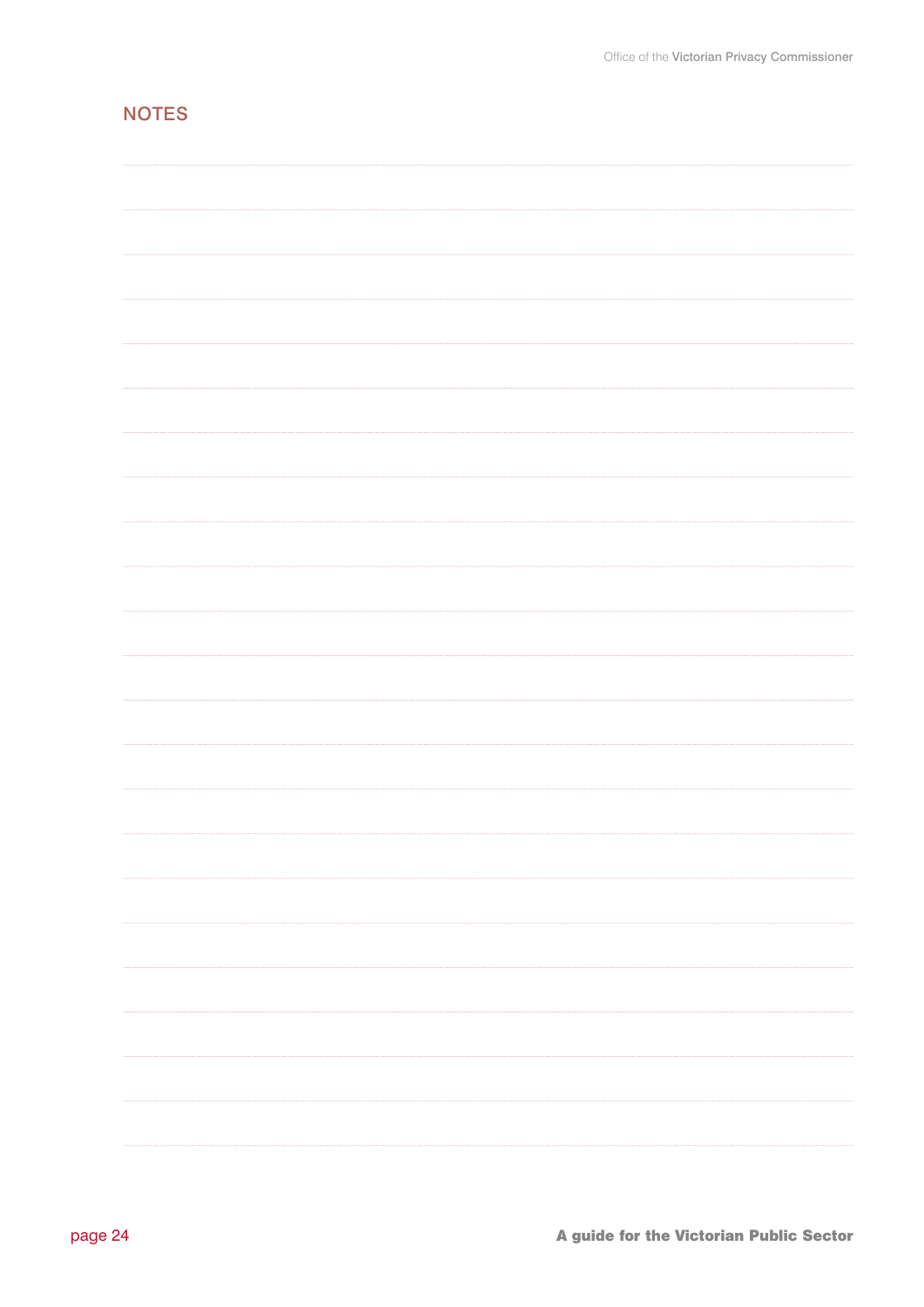## NOTES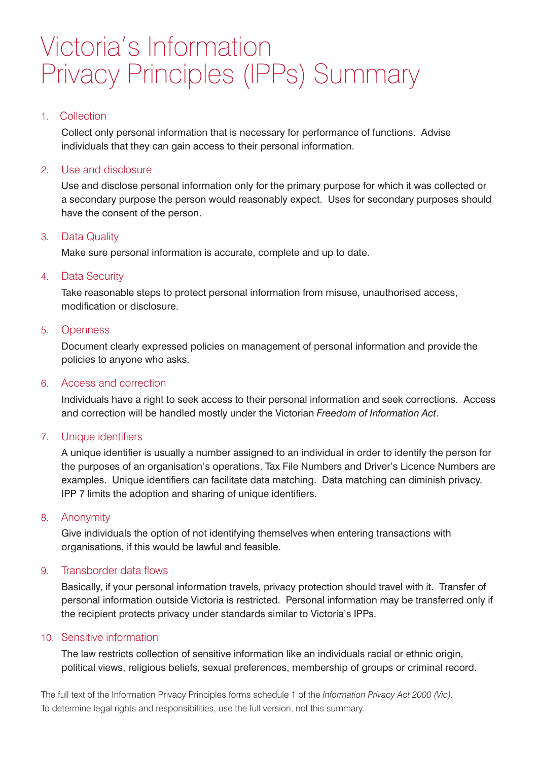# Victoria's Information Privacy Principles (IPPs) Summary

1. Collection

   Collect only personal information that is necessary for performance of functions. Advise individuals that they can gain access to their personal information.

2. Use and disclosure

   Use and disclose personal information only for the primary purpose for which it was collected or a secondary purpose the person would reasonably expect. Uses for secondary purposes should have the consent of the person.

3. Data Quality

   Make sure personal information is accurate, complete and up to date.

4. Data Security

   Take reasonable steps to protect personal information from misuse, unauthorised access, modification or disclosure.

5. Openness

   Document clearly expressed policies on management of personal information and provide the policies to anyone who asks.

6. Access and correction

   Individuals have a right to seek access to their personal information and seek corrections. Access and correction will be handled mostly under the Victorian *Freedom of Information Act*.

7. Unique identifiers

   A unique identifier is usually a number assigned to an individual in order to identify the person for the purposes of an organisation's operations. Tax File Numbers and Driver's Licence Numbers are examples. Unique identifiers can facilitate data matching. Data matching can diminish privacy. IPP 7 limits the adoption and sharing of unique identifiers.

8. Anonymity

   Give individuals the option of not identifying themselves when entering transactions with organisations, if this would be lawful and feasible.

9. Transborder data flows

   Basically, if your personal information travels, privacy protection should travel with it. Transfer of personal information outside Victoria is restricted. Personal information may be transferred only if the recipient protects privacy under standards similar to Victoria's IPPs.

10. Sensitive information

    The law restricts collection of sensitive information like an individuals racial or ethnic origin, political views, religious beliefs, sexual preferences, membership of groups or criminal record.

The full text of the Information Privacy Principles forms schedule 1 of the *Information Privacy Act 2000 (Vic).*
To determine legal rights and responsibilities, use the full version, not this summary.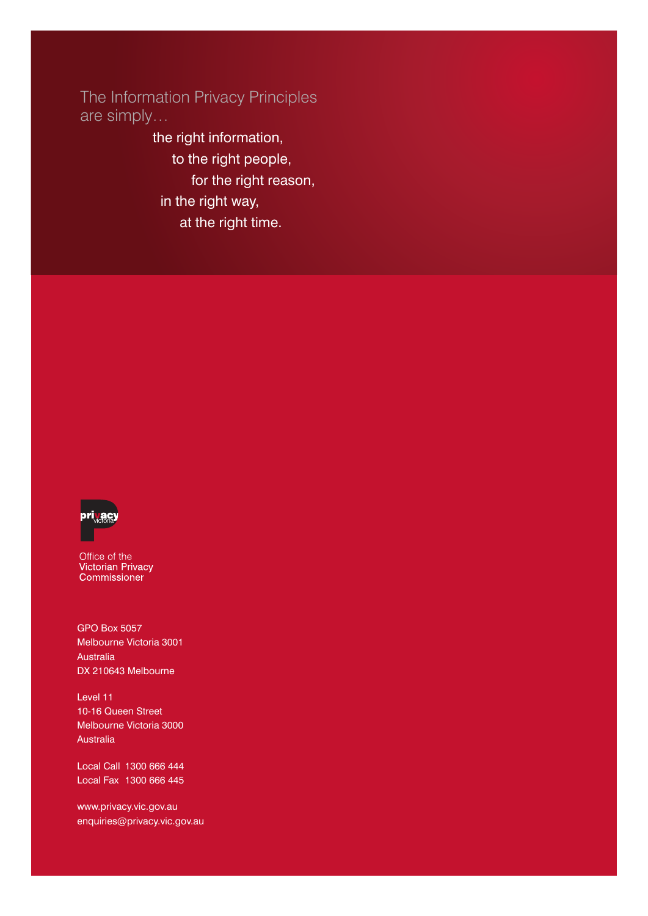The Information Privacy Principles are simply…

the right information,
to the right people,
for the right reason,
in the right way,
at the right time.

privacy victoria

Office of the
Victorian Privacy
Commissioner

GPO Box 5057
Melbourne Victoria 3001
Australia
DX 210643 Melbourne

Level 11
10-16 Queen Street
Melbourne Victoria 3000
Australia

Local Call 1300 666 444
Local Fax 1300 666 445

www.privacy.vic.gov.au
enquiries@privacy.vic.gov.au